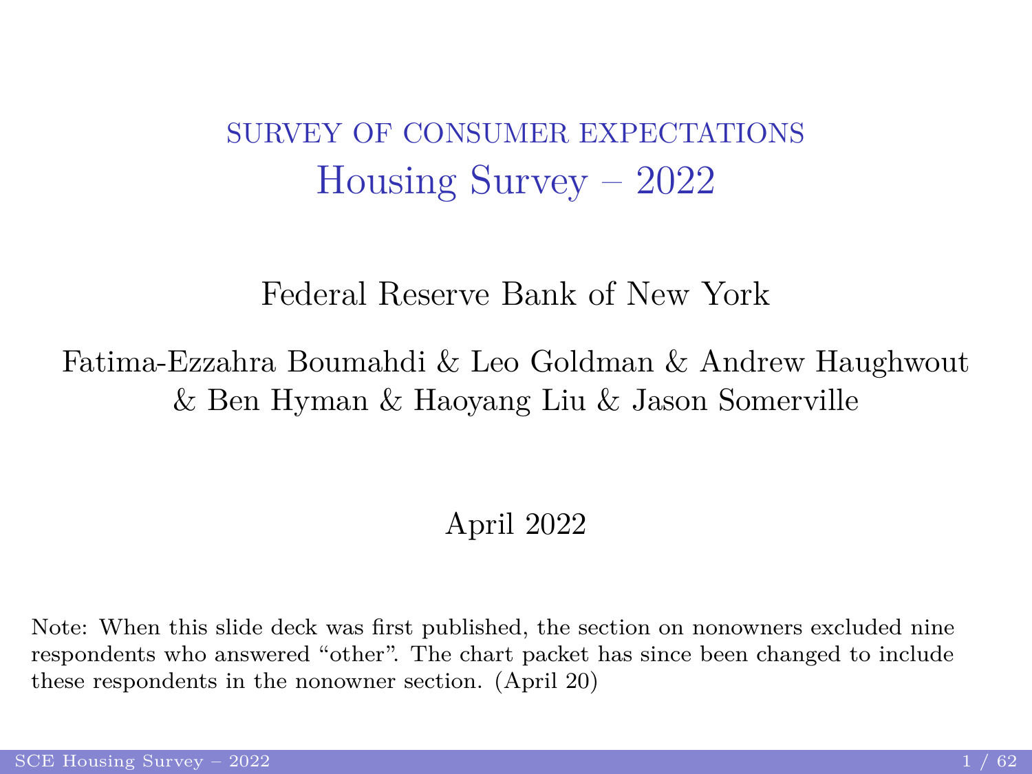# SURVEY OF CONSUMER EXPECTATIONS
## Housing Survey – 2022

Federal Reserve Bank of New York

Fatima-Ezzahra Boumahdi & Leo Goldman & Andrew Haughwout & Ben Hyman & Haoyang Liu & Jason Somerville

April 2022

Note: When this slide deck was first published, the section on nonowners excluded nine respondents who answered "other". The chart packet has since been changed to include these respondents in the nonowner section. (April 20)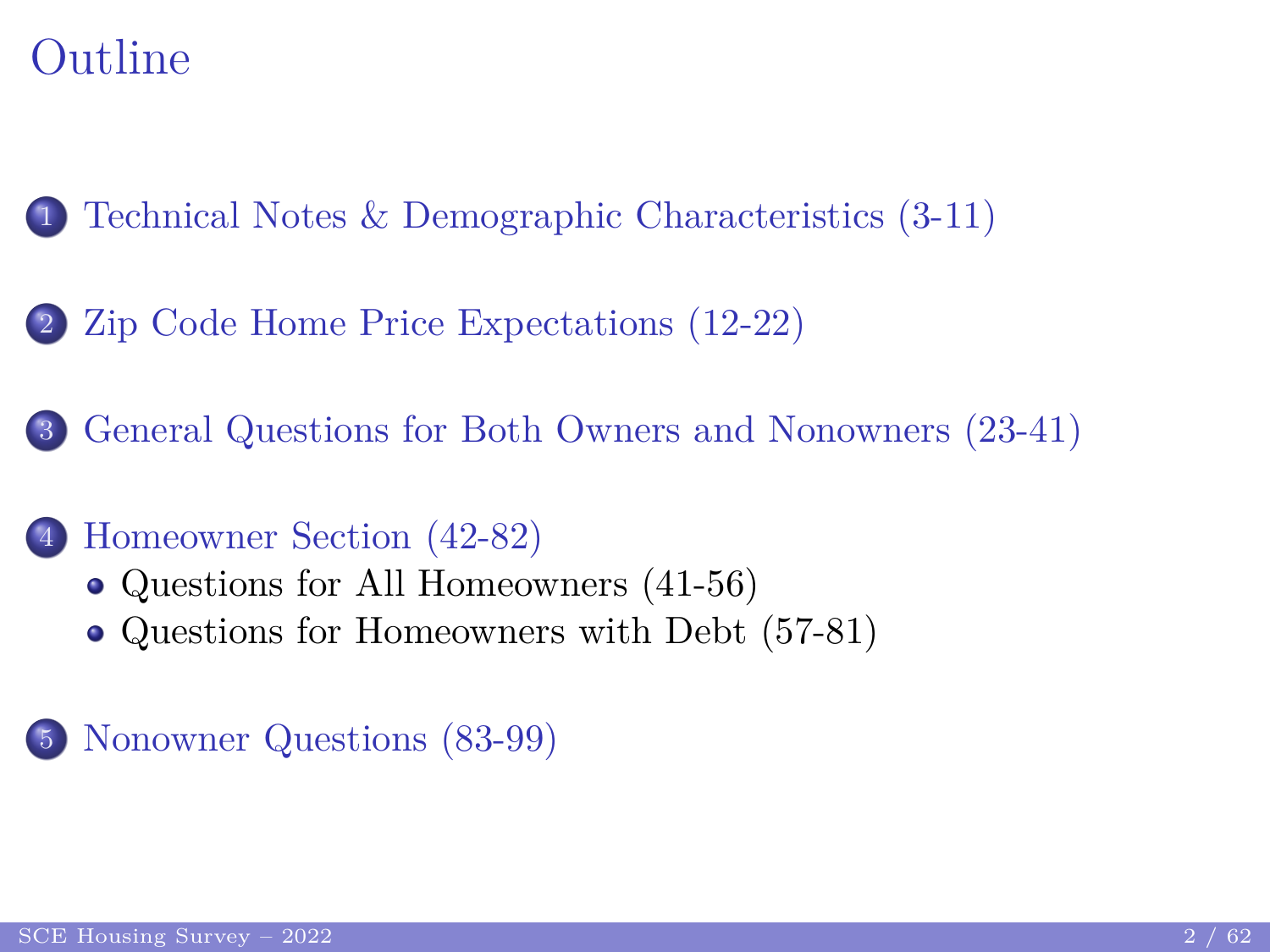# Outline

1. Technical Notes & Demographic Characteristics (3-11)

2. Zip Code Home Price Expectations (12-22)

3. General Questions for Both Owners and Nonowners (23-41)

4. Homeowner Section (42-82)
   - Questions for All Homeowners (41-56)
   - Questions for Homeowners with Debt (57-81)

5. Nonowner Questions (83-99)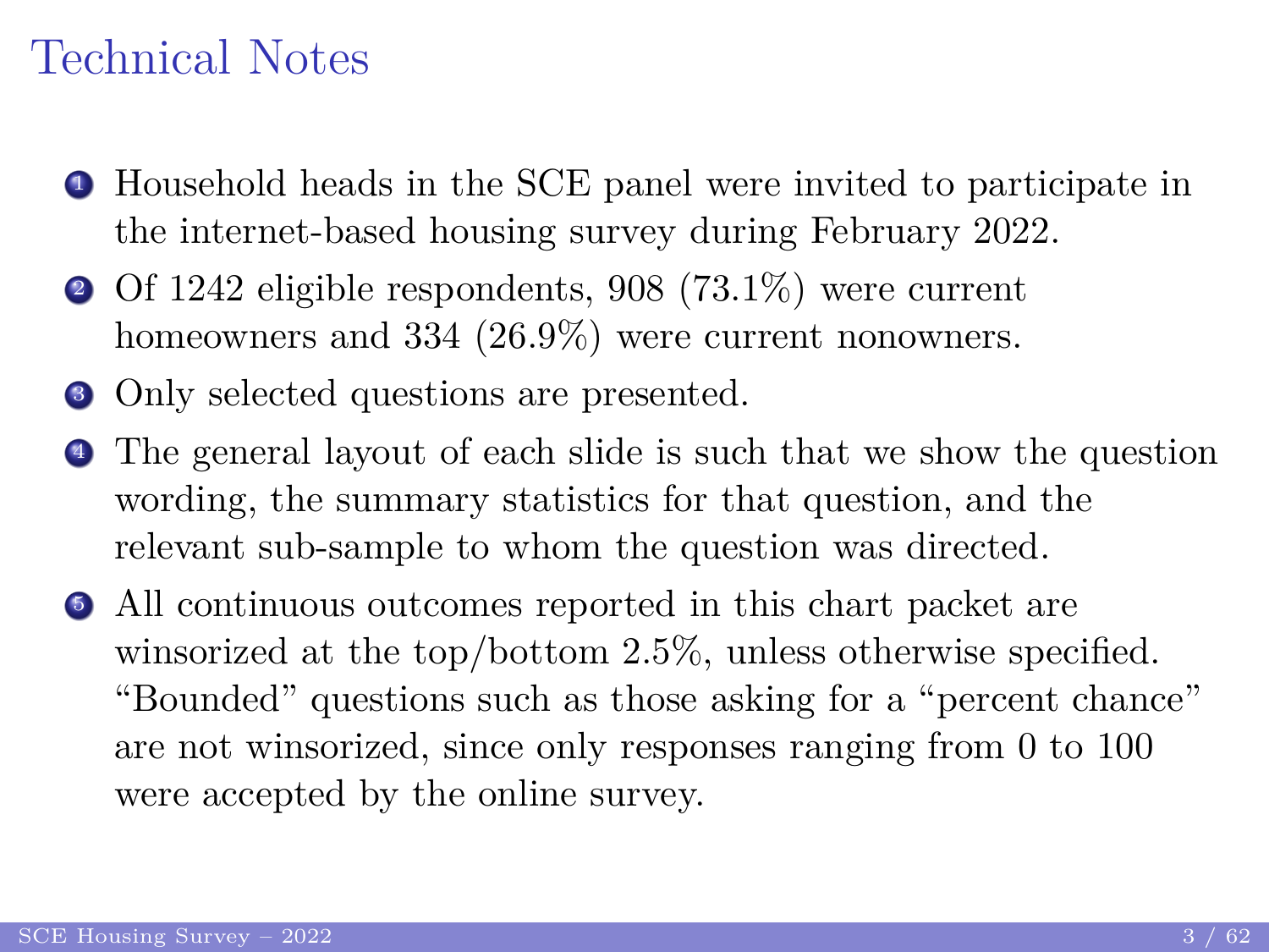# Technical Notes

1. Household heads in the SCE panel were invited to participate in the internet-based housing survey during February 2022.
2. Of 1242 eligible respondents, 908 (73.1%) were current homeowners and 334 (26.9%) were current nonowners.
3. Only selected questions are presented.
4. The general layout of each slide is such that we show the question wording, the summary statistics for that question, and the relevant sub-sample to whom the question was directed.
5. All continuous outcomes reported in this chart packet are winsorized at the top/bottom 2.5%, unless otherwise specified. "Bounded" questions such as those asking for a "percent chance" are not winsorized, since only responses ranging from 0 to 100 were accepted by the online survey.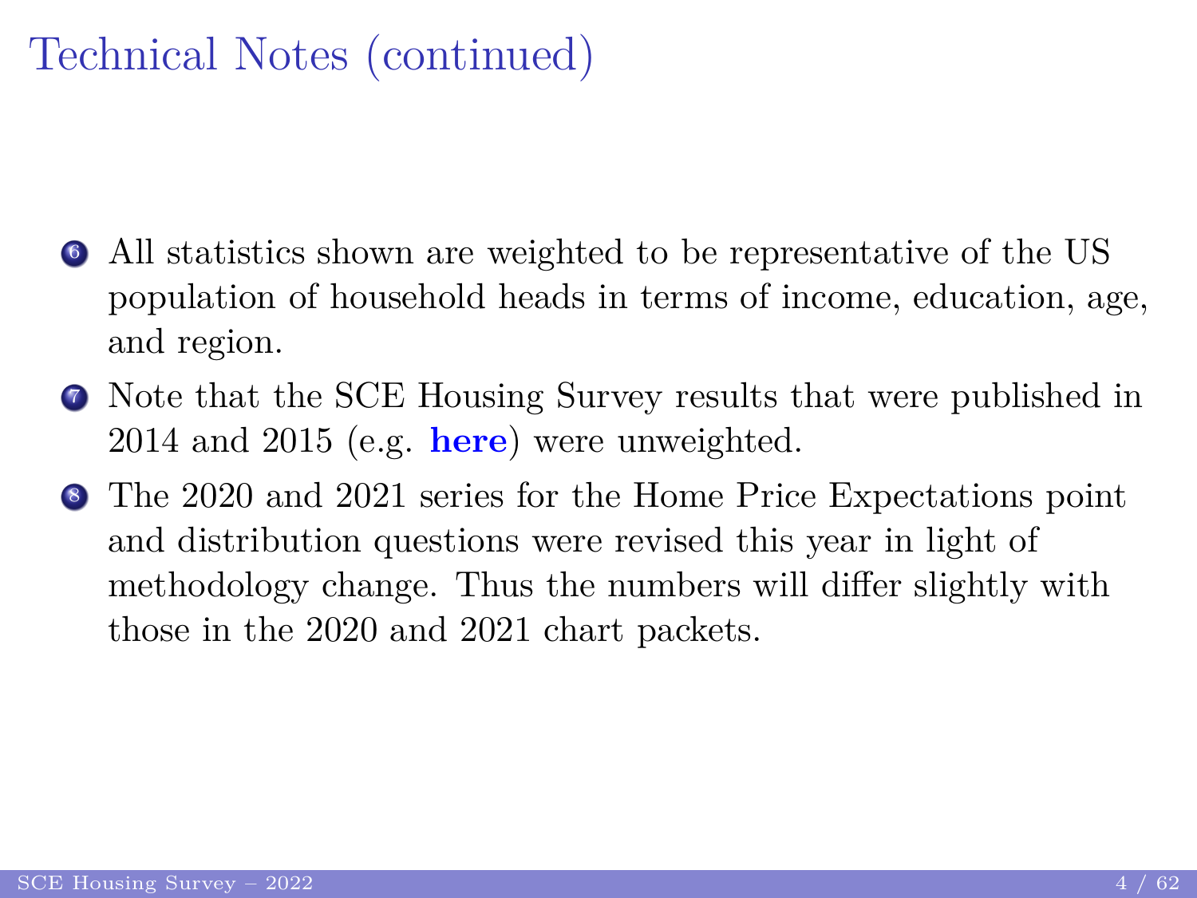# Technical Notes (continued)

6. All statistics shown are weighted to be representative of the US population of household heads in terms of income, education, age, and region.
7. Note that the SCE Housing Survey results that were published in 2014 and 2015 (e.g. **here**) were unweighted.
8. The 2020 and 2021 series for the Home Price Expectations point and distribution questions were revised this year in light of methodology change. Thus the numbers will differ slightly with those in the 2020 and 2021 chart packets.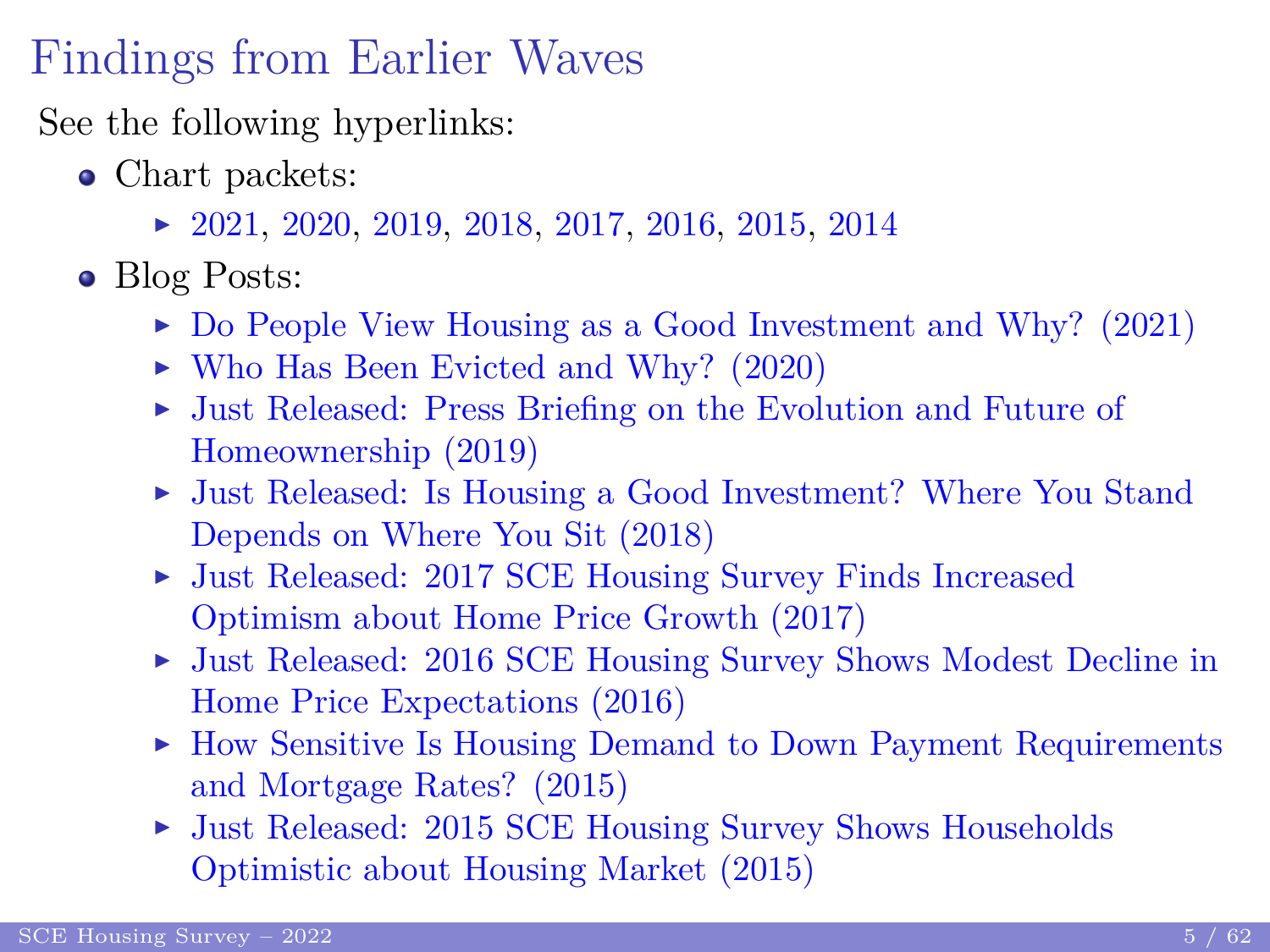# Findings from Earlier Waves

See the following hyperlinks:

- Chart packets:
  - 2021, 2020, 2019, 2018, 2017, 2016, 2015, 2014
- Blog Posts:
  - Do People View Housing as a Good Investment and Why? (2021)
  - Who Has Been Evicted and Why? (2020)
  - Just Released: Press Briefing on the Evolution and Future of Homeownership (2019)
  - Just Released: Is Housing a Good Investment? Where You Stand Depends on Where You Sit (2018)
  - Just Released: 2017 SCE Housing Survey Finds Increased Optimism about Home Price Growth (2017)
  - Just Released: 2016 SCE Housing Survey Shows Modest Decline in Home Price Expectations (2016)
  - How Sensitive Is Housing Demand to Down Payment Requirements and Mortgage Rates? (2015)
  - Just Released: 2015 SCE Housing Survey Shows Households Optimistic about Housing Market (2015)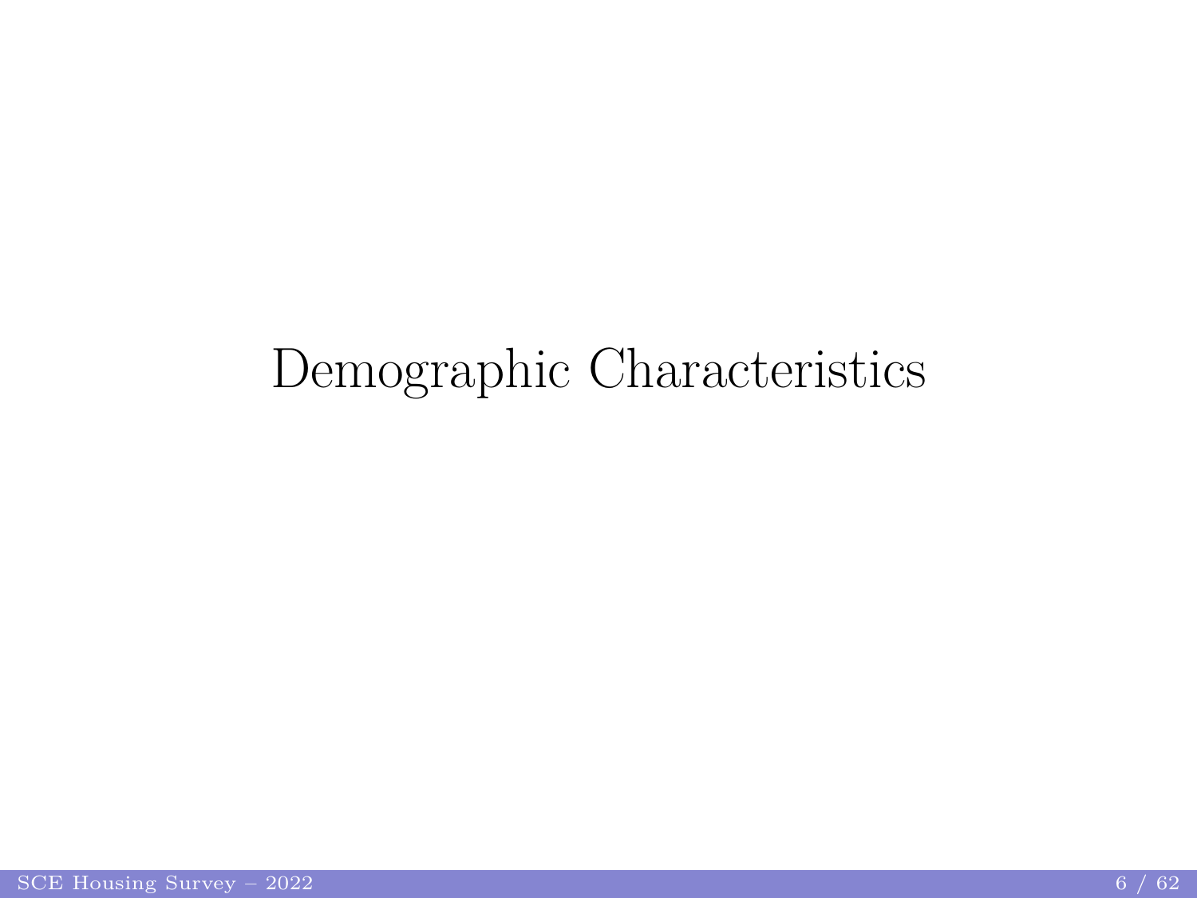# Demographic Characteristics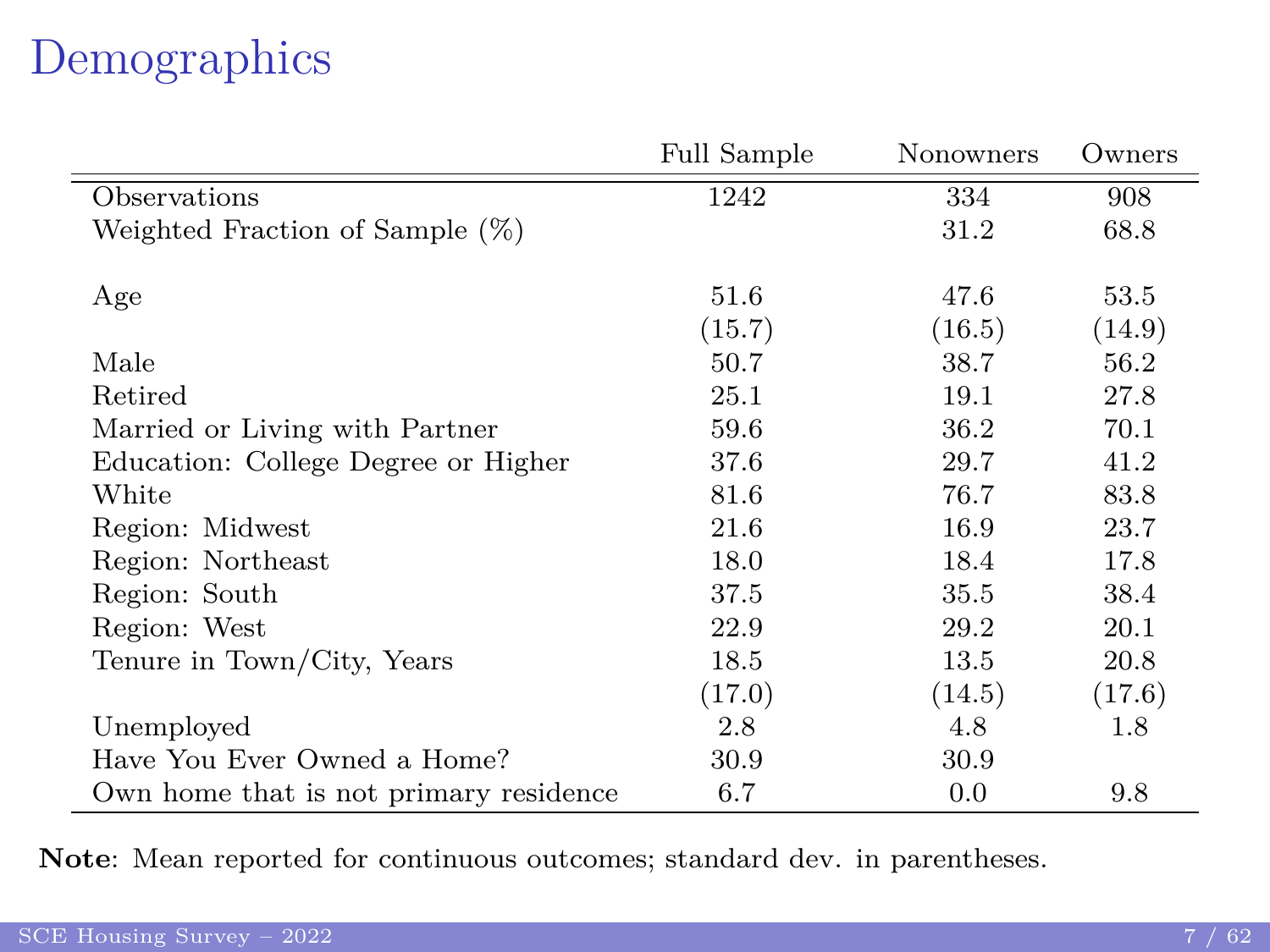# Demographics

| | Full Sample | Nonowners | Owners |
|---|---|---|---|
| Observations | 1242 | 334 | 908 |
| Weighted Fraction of Sample (%) | | 31.2 | 68.8 |
| | | | |
| Age | 51.6 | 47.6 | 53.5 |
| | (15.7) | (16.5) | (14.9) |
| Male | 50.7 | 38.7 | 56.2 |
| Retired | 25.1 | 19.1 | 27.8 |
| Married or Living with Partner | 59.6 | 36.2 | 70.1 |
| Education: College Degree or Higher | 37.6 | 29.7 | 41.2 |
| White | 81.6 | 76.7 | 83.8 |
| Region: Midwest | 21.6 | 16.9 | 23.7 |
| Region: Northeast | 18.0 | 18.4 | 17.8 |
| Region: South | 37.5 | 35.5 | 38.4 |
| Region: West | 22.9 | 29.2 | 20.1 |
| Tenure in Town/City, Years | 18.5 | 13.5 | 20.8 |
| | (17.0) | (14.5) | (17.6) |
| Unemployed | 2.8 | 4.8 | 1.8 |
| Have You Ever Owned a Home? | 30.9 | 30.9 | |
| Own home that is not primary residence | 6.7 | 0.0 | 9.8 |

**Note**: Mean reported for continuous outcomes; standard dev. in parentheses.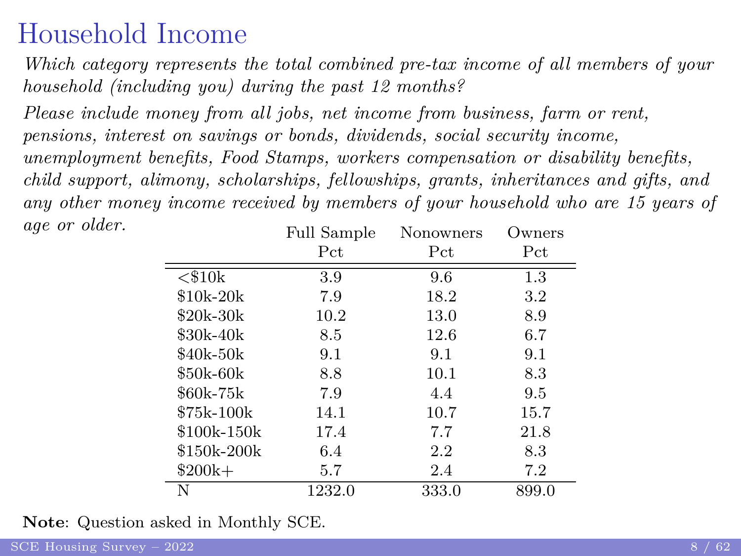# Household Income

*Which category represents the total combined pre-tax income of all members of your household (including you) during the past 12 months?*

*Please include money from all jobs, net income from business, farm or rent, pensions, interest on savings or bonds, dividends, social security income, unemployment benefits, Food Stamps, workers compensation or disability benefits, child support, alimony, scholarships, fellowships, grants, inheritances and gifts, and any other money income received by members of your household who are 15 years of age or older.*

| | Full Sample | Nonowners | Owners |
|---|---|---|---|
| | Pct | Pct | Pct |
| <$10k | 3.9 | 9.6 | 1.3 |
| $10k-20k | 7.9 | 18.2 | 3.2 |
| $20k-30k | 10.2 | 13.0 | 8.9 |
| $30k-40k | 8.5 | 12.6 | 6.7 |
| $40k-50k | 9.1 | 9.1 | 9.1 |
| $50k-60k | 8.8 | 10.1 | 8.3 |
| $60k-75k | 7.9 | 4.4 | 9.5 |
| $75k-100k | 14.1 | 10.7 | 15.7 |
| $100k-150k | 17.4 | 7.7 | 21.8 |
| $150k-200k | 6.4 | 2.2 | 8.3 |
| $200k+ | 5.7 | 2.4 | 7.2 |
| N | 1232.0 | 333.0 | 899.0 |

**Note**: Question asked in Monthly SCE.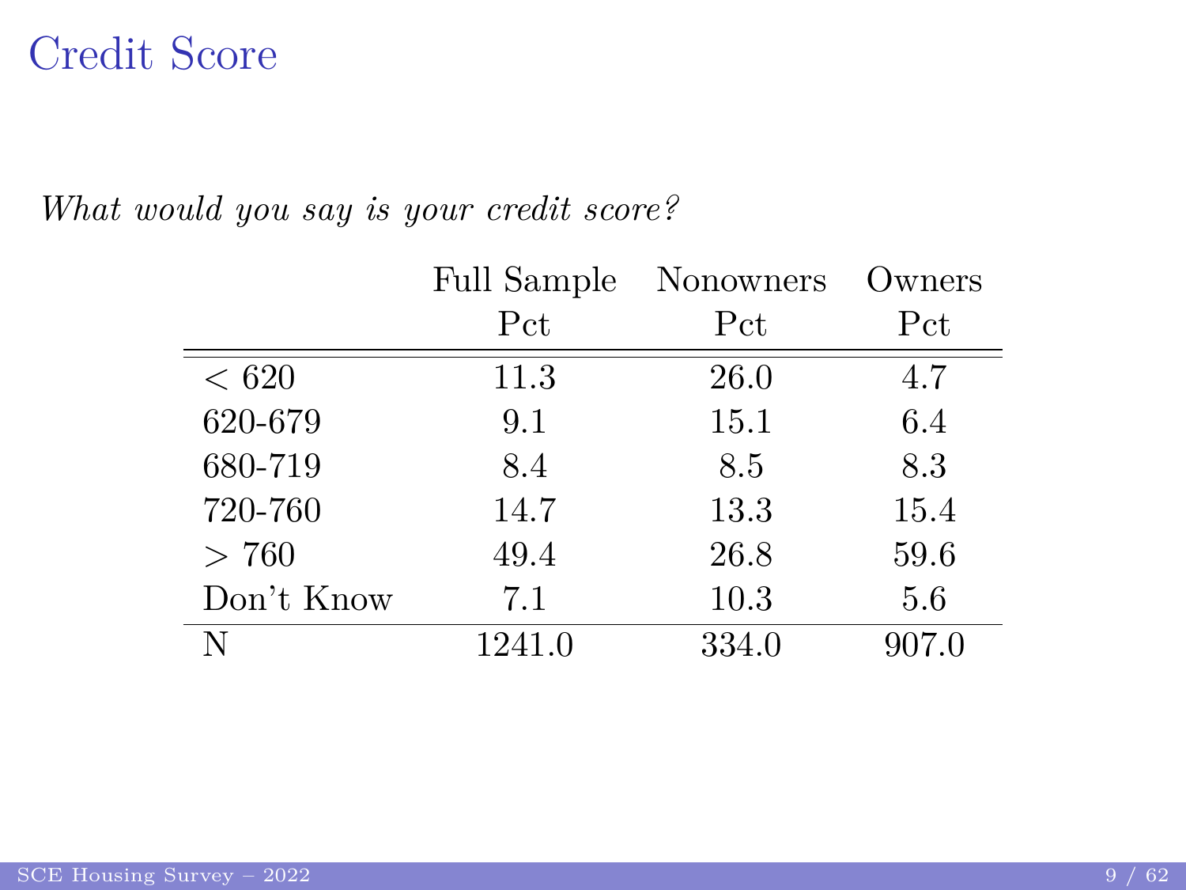# Credit Score

*What would you say is your credit score?*

| | Full Sample | Nonowners | Owners |
|---|---|---|---|
| | Pct | Pct | Pct |
| $< 620$ | 11.3 | 26.0 | 4.7 |
| 620-679 | 9.1 | 15.1 | 6.4 |
| 680-719 | 8.4 | 8.5 | 8.3 |
| 720-760 | 14.7 | 13.3 | 15.4 |
| $> 760$ | 49.4 | 26.8 | 59.6 |
| Don't Know | 7.1 | 10.3 | 5.6 |
| N | 1241.0 | 334.0 | 907.0 |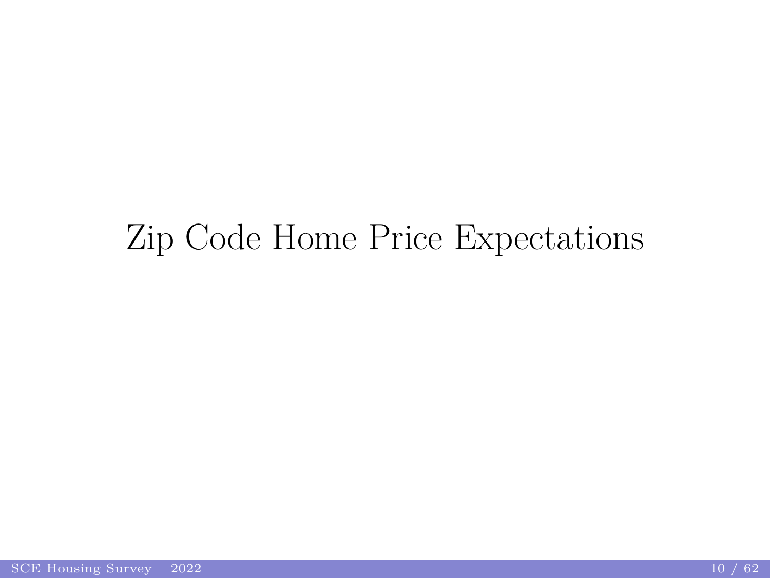# Zip Code Home Price Expectations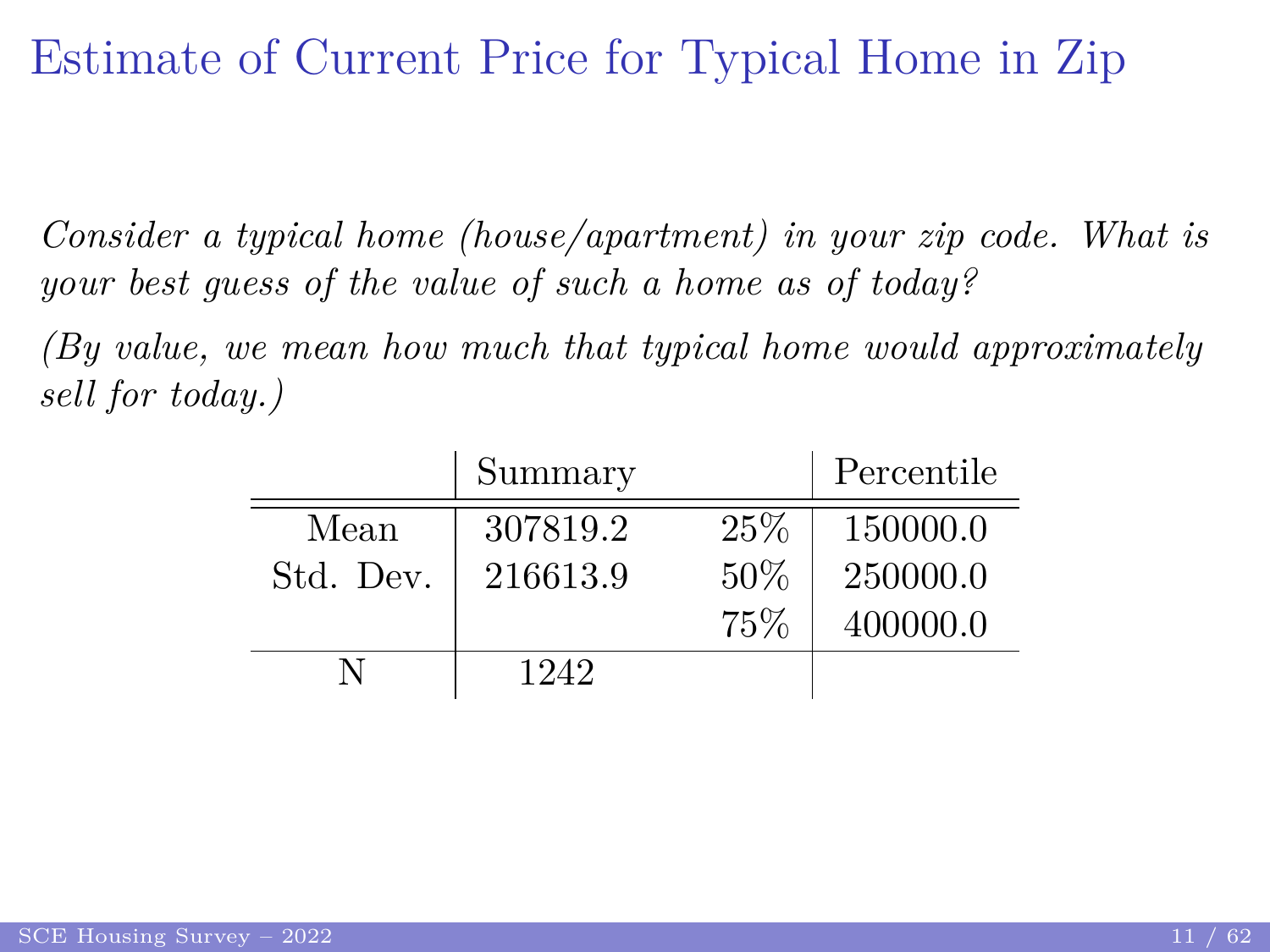# Estimate of Current Price for Typical Home in Zip

*Consider a typical home (house/apartment) in your zip code. What is your best guess of the value of such a home as of today?*

*(By value, we mean how much that typical home would approximately sell for today.)*

| | Summary | | Percentile |
|---|---|---|---|
| Mean | 307819.2 | 25% | 150000.0 |
| Std. Dev. | 216613.9 | 50% | 250000.0 |
| | | 75% | 400000.0 |
| N | 1242 | | |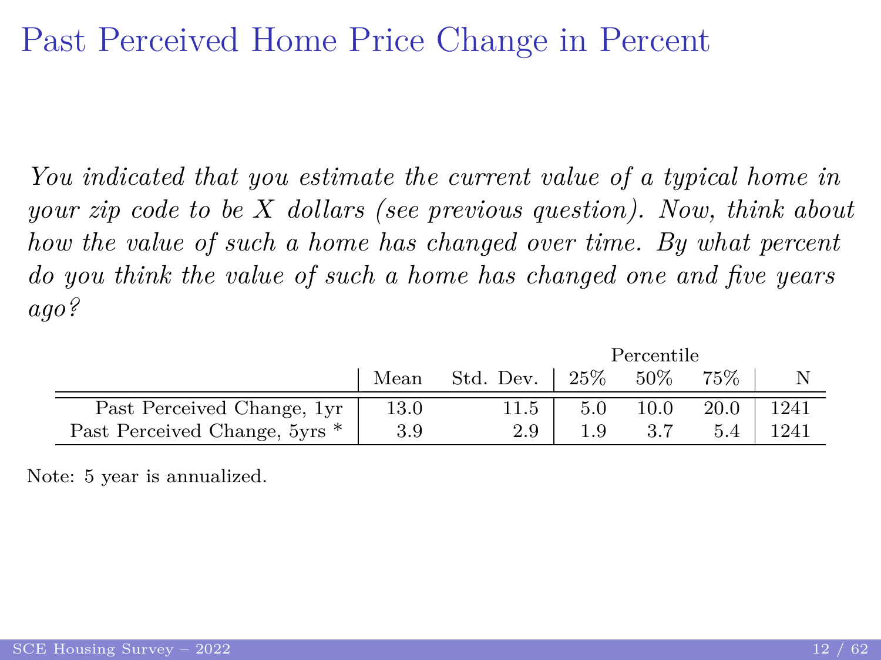# Past Perceived Home Price Change in Percent

*You indicated that you estimate the current value of a typical home in your zip code to be X dollars (see previous question). Now, think about how the value of such a home has changed over time. By what percent do you think the value of such a home has changed one and five years ago?*

| | | | Percentile | | | |
|---|---|---|---|---|---|---|
| | Mean | Std. Dev. | 25% | 50% | 75% | N |
| Past Perceived Change, 1yr | 13.0 | 11.5 | 5.0 | 10.0 | 20.0 | 1241 |
| Past Perceived Change, 5yrs * | 3.9 | 2.9 | 1.9 | 3.7 | 5.4 | 1241 |

Note: 5 year is annualized.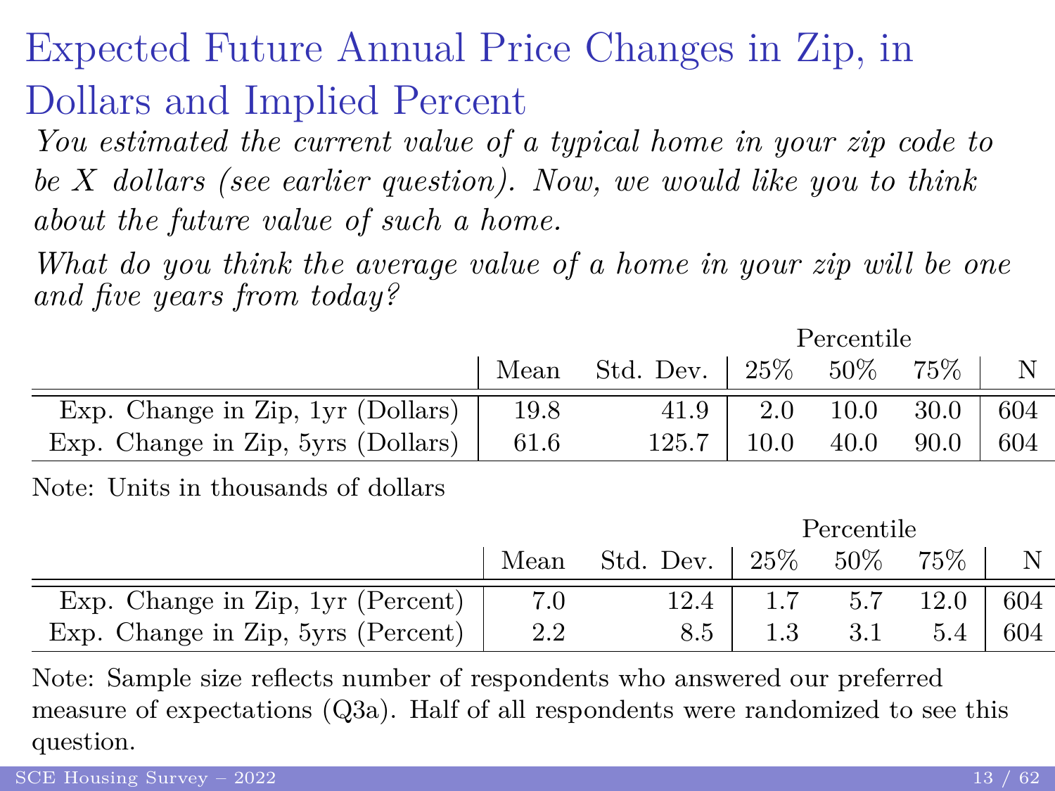# Expected Future Annual Price Changes in Zip, in Dollars and Implied Percent

*You estimated the current value of a typical home in your zip code to be X dollars (see earlier question). Now, we would like you to think about the future value of such a home.*

*What do you think the average value of a home in your zip will be one and five years from today?*

| | Mean | Std. Dev. | Percentile 25% | Percentile 50% | Percentile 75% | N |
|---|---|---|---|---|---|---|
| Exp. Change in Zip, 1yr (Dollars) | 19.8 | 41.9 | 2.0 | 10.0 | 30.0 | 604 |
| Exp. Change in Zip, 5yrs (Dollars) | 61.6 | 125.7 | 10.0 | 40.0 | 90.0 | 604 |

Note: Units in thousands of dollars

| | Mean | Std. Dev. | Percentile 25% | Percentile 50% | Percentile 75% | N |
|---|---|---|---|---|---|---|
| Exp. Change in Zip, 1yr (Percent) | 7.0 | 12.4 | 1.7 | 5.7 | 12.0 | 604 |
| Exp. Change in Zip, 5yrs (Percent) | 2.2 | 8.5 | 1.3 | 3.1 | 5.4 | 604 |

Note: Sample size reflects number of respondents who answered our preferred measure of expectations (Q3a). Half of all respondents were randomized to see this question.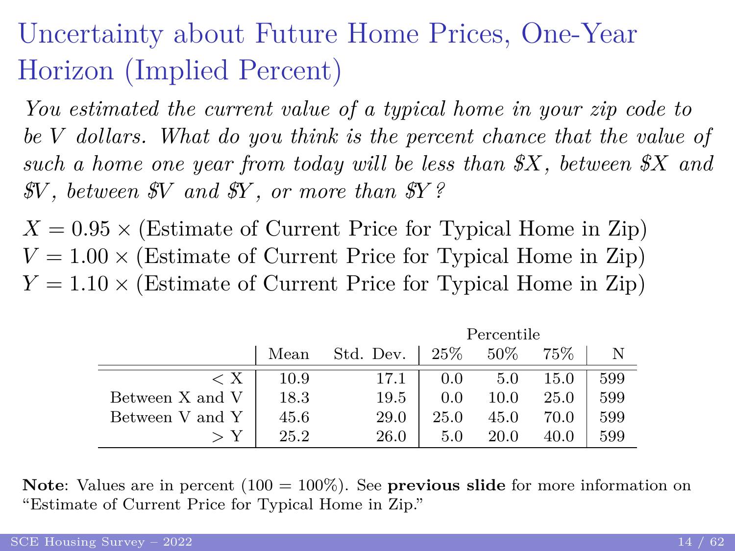# Uncertainty about Future Home Prices, One-Year Horizon (Implied Percent)

*You estimated the current value of a typical home in your zip code to be $V$ dollars. What do you think is the percent chance that the value of such a home one year from today will be less than \$$X$, between \$$X$ and \$$V$, between \$$V$ and \$$Y$, or more than \$$Y$?*

$X = 0.95 \times$ (Estimate of Current Price for Typical Home in Zip)
$V = 1.00 \times$ (Estimate of Current Price for Typical Home in Zip)
$Y = 1.10 \times$ (Estimate of Current Price for Typical Home in Zip)

| | Mean | Std. Dev. | Percentile 25% | Percentile 50% | Percentile 75% | N |
|---|---|---|---|---|---|---|
| < X | 10.9 | 17.1 | 0.0 | 5.0 | 15.0 | 599 |
| Between X and V | 18.3 | 19.5 | 0.0 | 10.0 | 25.0 | 599 |
| Between V and Y | 45.6 | 29.0 | 25.0 | 45.0 | 70.0 | 599 |
| > Y | 25.2 | 26.0 | 5.0 | 20.0 | 40.0 | 599 |

**Note**: Values are in percent (100 = 100%). See **previous slide** for more information on "Estimate of Current Price for Typical Home in Zip."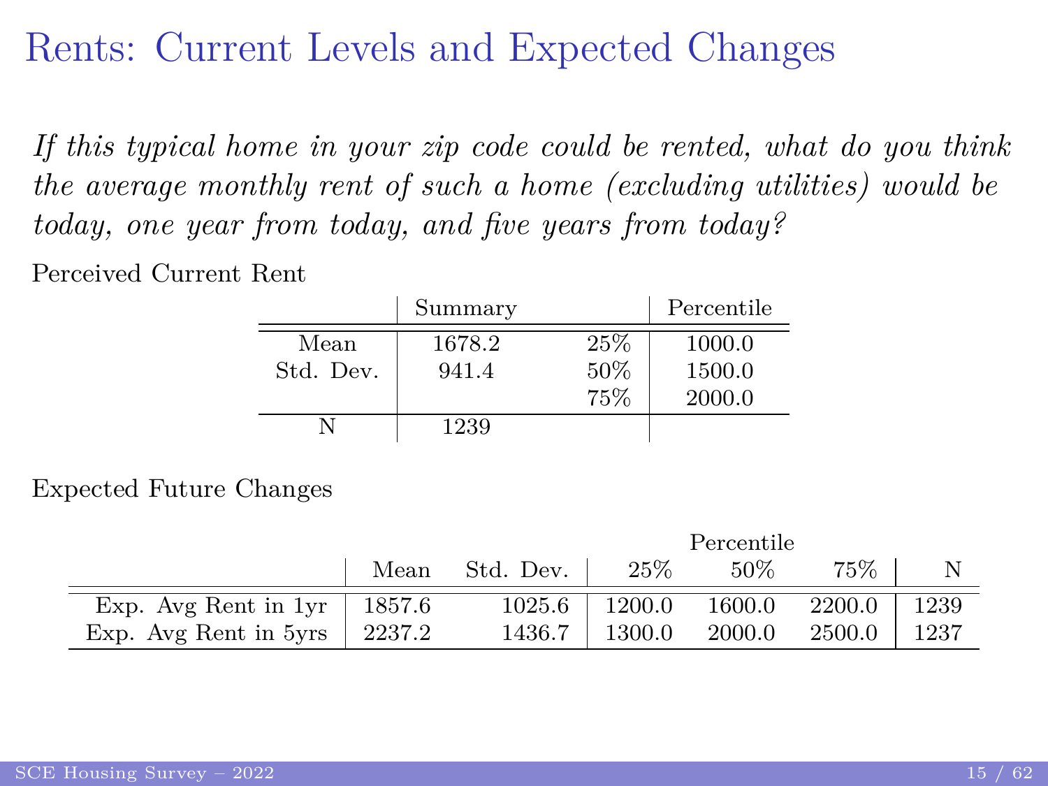# Rents: Current Levels and Expected Changes

*If this typical home in your zip code could be rented, what do you think the average monthly rent of such a home (excluding utilities) would be today, one year from today, and five years from today?*

Perceived Current Rent

| | Summary | | Percentile |
|---|---|---|---|
| Mean | 1678.2 | 25% | 1000.0 |
| Std. Dev. | 941.4 | 50% | 1500.0 |
| | | 75% | 2000.0 |
| N | 1239 | | |

Expected Future Changes

| | | | Percentile | | | |
|---|---|---|---|---|---|---|
| | Mean | Std. Dev. | 25% | 50% | 75% | N |
| Exp. Avg Rent in 1yr | 1857.6 | 1025.6 | 1200.0 | 1600.0 | 2200.0 | 1239 |
| Exp. Avg Rent in 5yrs | 2237.2 | 1436.7 | 1300.0 | 2000.0 | 2500.0 | 1237 |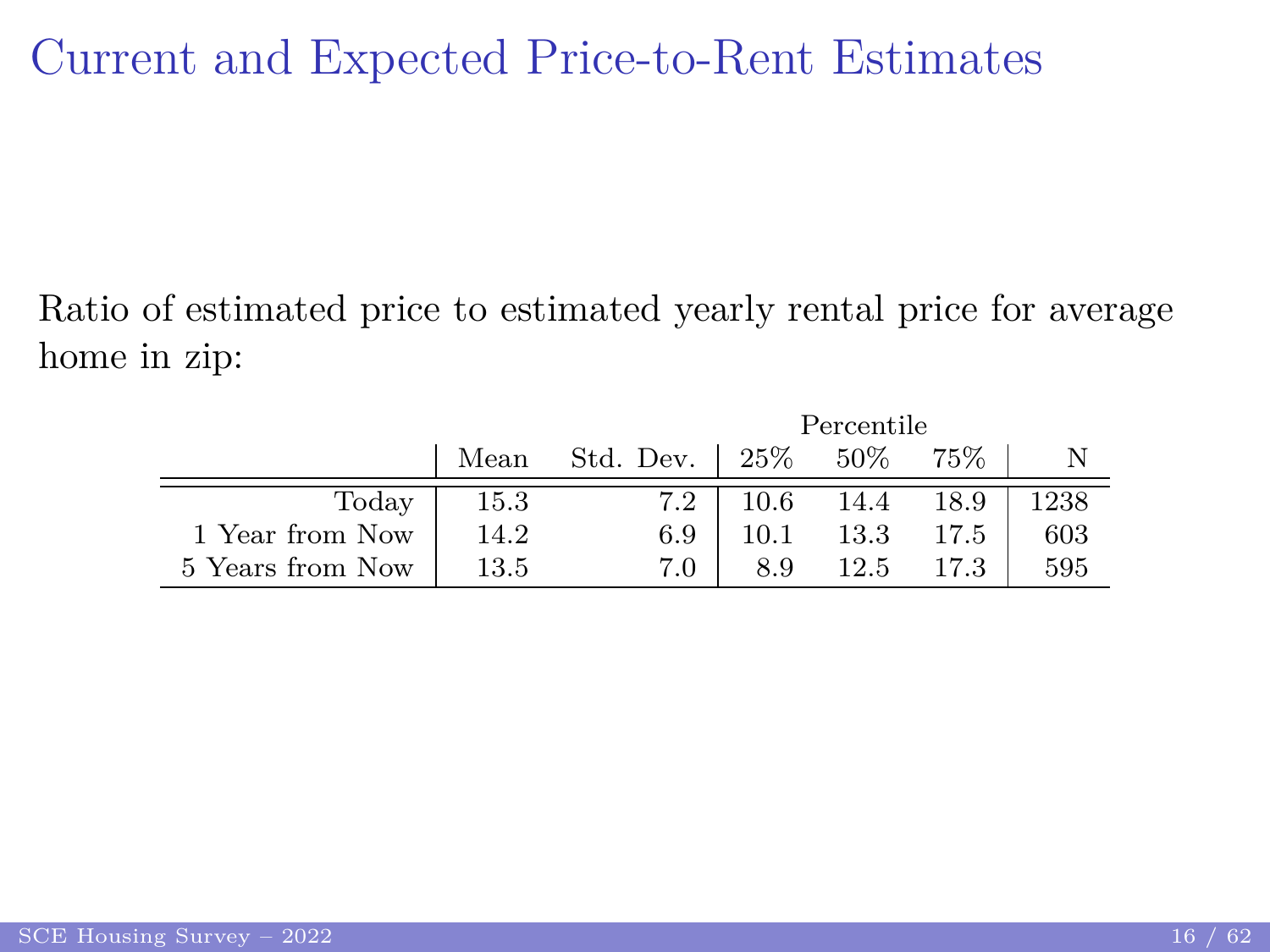# Current and Expected Price-to-Rent Estimates

Ratio of estimated price to estimated yearly rental price for average home in zip:

| | Mean | Std. Dev. | Percentile 25% | Percentile 50% | Percentile 75% | N |
|---|---|---|---|---|---|---|
| Today | 15.3 | 7.2 | 10.6 | 14.4 | 18.9 | 1238 |
| 1 Year from Now | 14.2 | 6.9 | 10.1 | 13.3 | 17.5 | 603 |
| 5 Years from Now | 13.5 | 7.0 | 8.9 | 12.5 | 17.3 | 595 |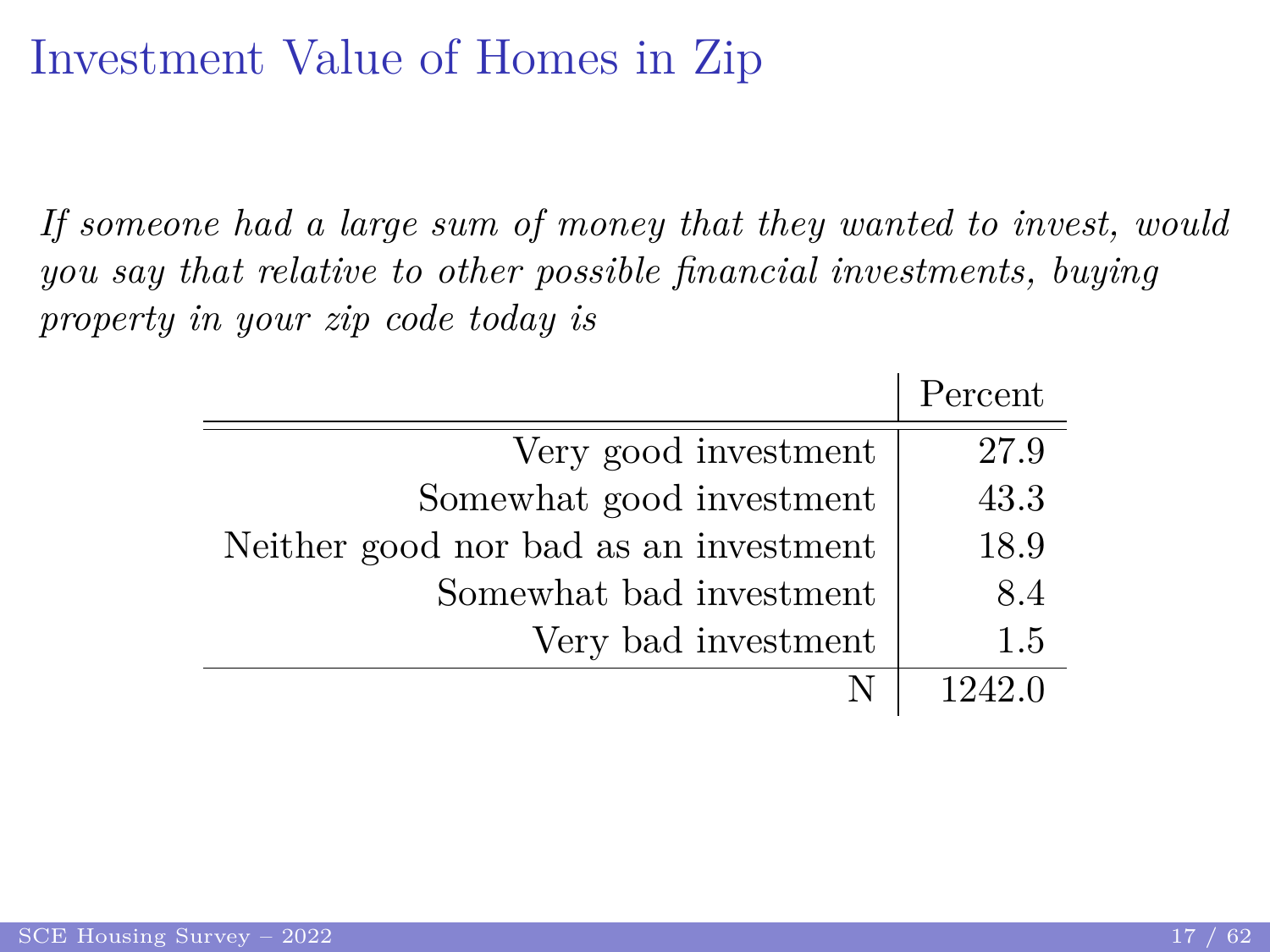# Investment Value of Homes in Zip

*If someone had a large sum of money that they wanted to invest, would you say that relative to other possible financial investments, buying property in your zip code today is*

| | Percent |
|---:|---:|
| Very good investment | 27.9 |
| Somewhat good investment | 43.3 |
| Neither good nor bad as an investment | 18.9 |
| Somewhat bad investment | 8.4 |
| Very bad investment | 1.5 |
| N | 1242.0 |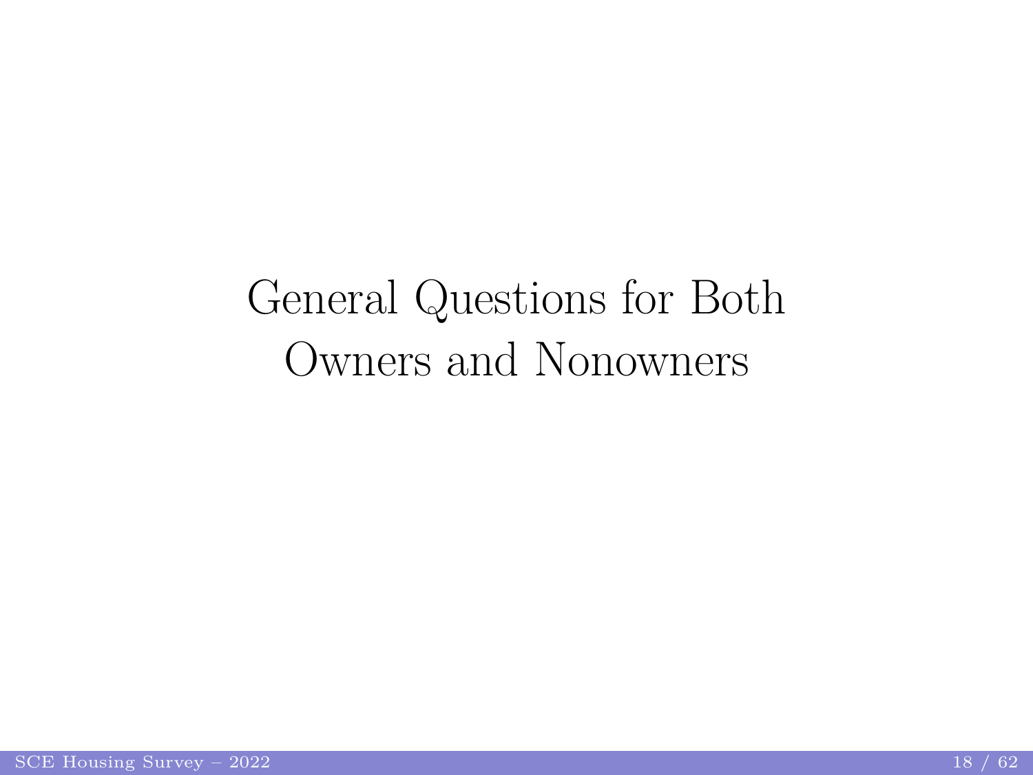# General Questions for Both Owners and Nonowners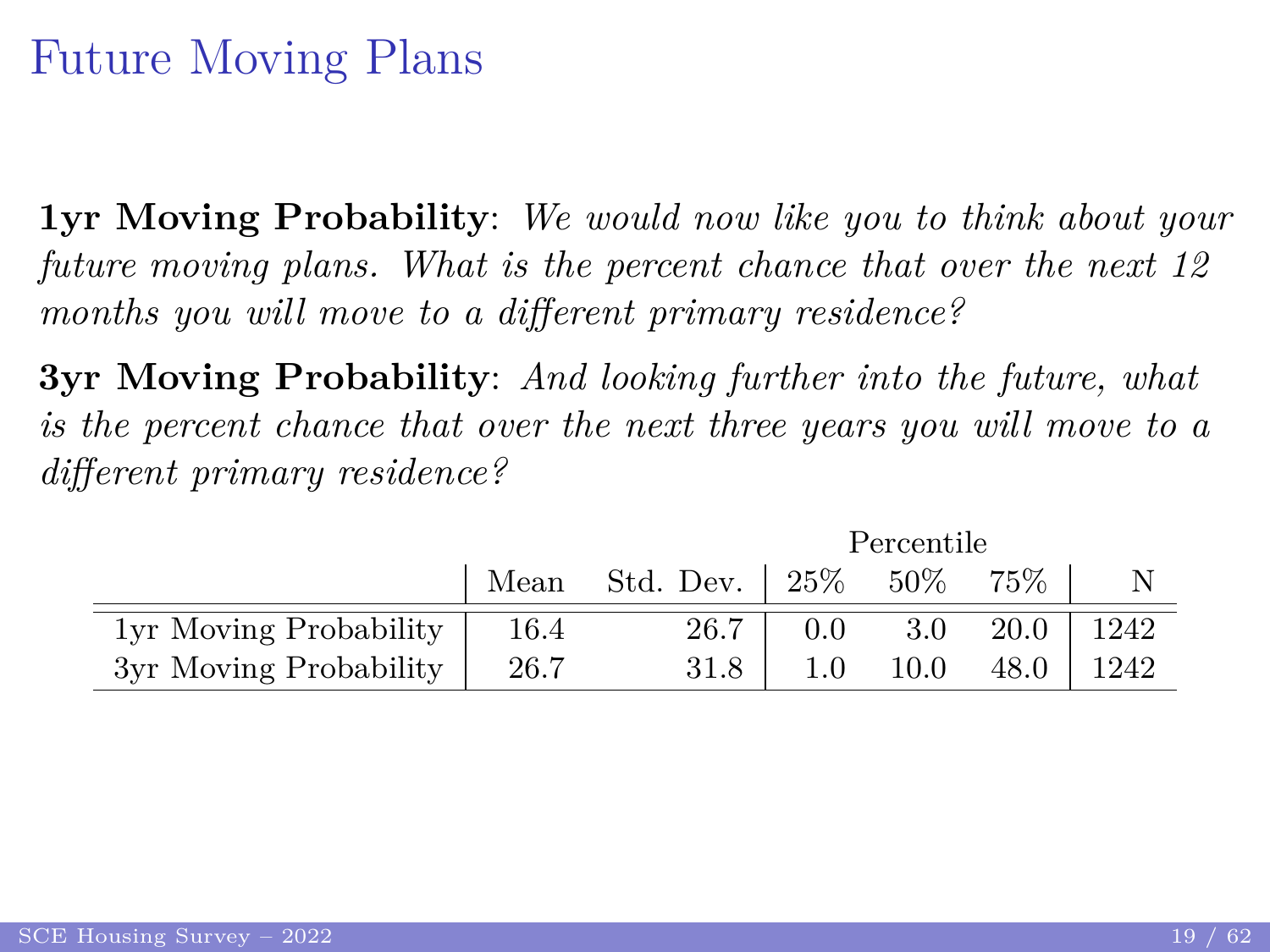# Future Moving Plans

**1yr Moving Probability**: *We would now like you to think about your future moving plans. What is the percent chance that over the next 12 months you will move to a different primary residence?*

**3yr Moving Probability**: *And looking further into the future, what is the percent chance that over the next three years you will move to a different primary residence?*

| | | | Percentile | | | |
|---|---|---|---|---|---|---|
| | Mean | Std. Dev. | 25% | 50% | 75% | N |
| 1yr Moving Probability | 16.4 | 26.7 | 0.0 | 3.0 | 20.0 | 1242 |
| 3yr Moving Probability | 26.7 | 31.8 | 1.0 | 10.0 | 48.0 | 1242 |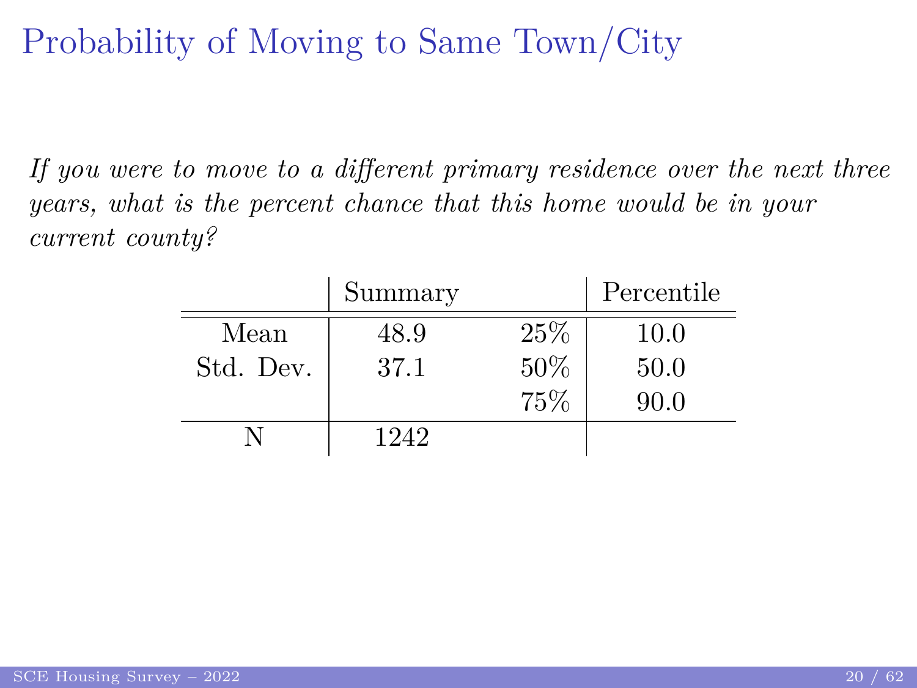# Probability of Moving to Same Town/City

*If you were to move to a different primary residence over the next three years, what is the percent chance that this home would be in your current county?*

| | Summary | | Percentile |
|---|---|---|---|
| Mean | 48.9 | 25% | 10.0 |
| Std. Dev. | 37.1 | 50% | 50.0 |
| | | 75% | 90.0 |
| N | 1242 | | |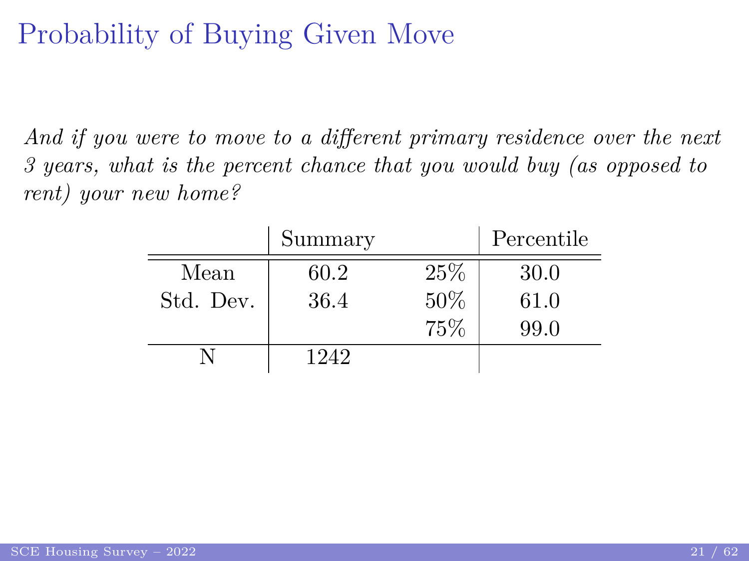# Probability of Buying Given Move

*And if you were to move to a different primary residence over the next 3 years, what is the percent chance that you would buy (as opposed to rent) your new home?*

| | Summary | | Percentile |
|---|---|---|---|
| Mean | 60.2 | 25% | 30.0 |
| Std. Dev. | 36.4 | 50% | 61.0 |
| | | 75% | 99.0 |
| N | 1242 | | |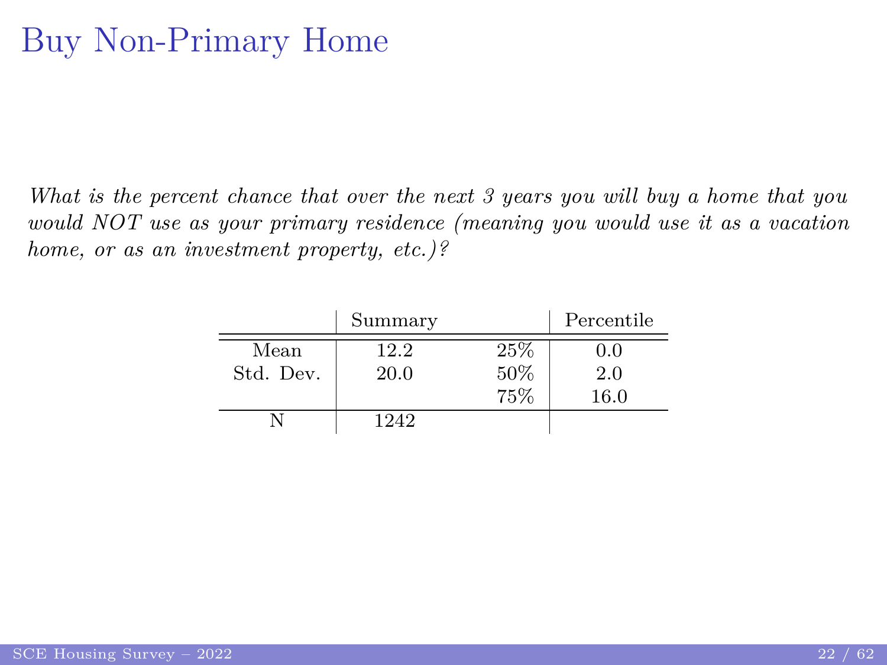# Buy Non-Primary Home

*What is the percent chance that over the next 3 years you will buy a home that you would NOT use as your primary residence (meaning you would use it as a vacation home, or as an investment property, etc.)?*

| | Summary | | Percentile |
|---|---|---|---|
| Mean | 12.2 | 25% | 0.0 |
| Std. Dev. | 20.0 | 50% | 2.0 |
| | | 75% | 16.0 |
| N | 1242 | | |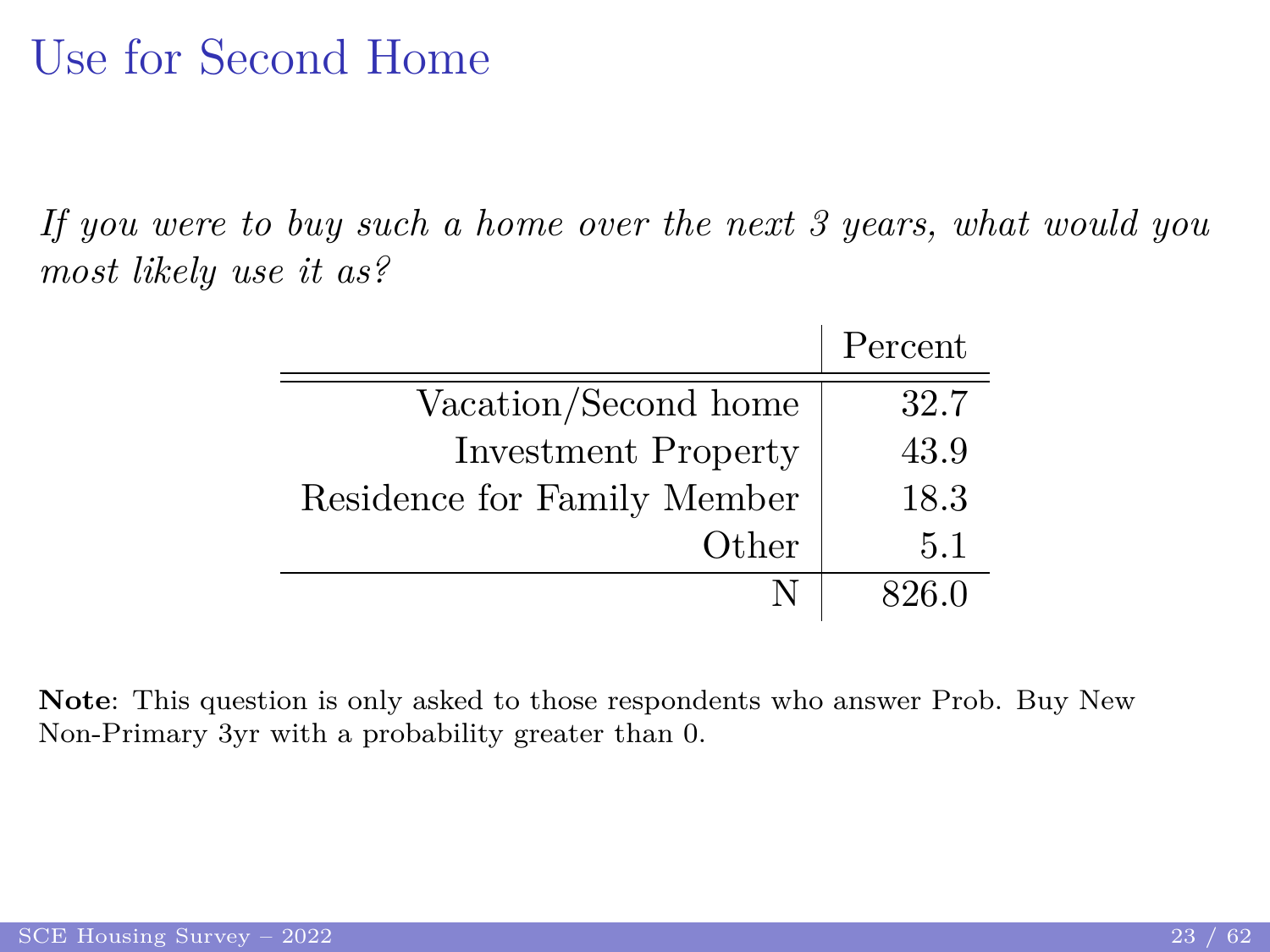# Use for Second Home

*If you were to buy such a home over the next 3 years, what would you most likely use it as?*

| | Percent |
|---|---|
| Vacation/Second home | 32.7 |
| Investment Property | 43.9 |
| Residence for Family Member | 18.3 |
| Other | 5.1 |
| N | 826.0 |

**Note**: This question is only asked to those respondents who answer Prob. Buy New Non-Primary 3yr with a probability greater than 0.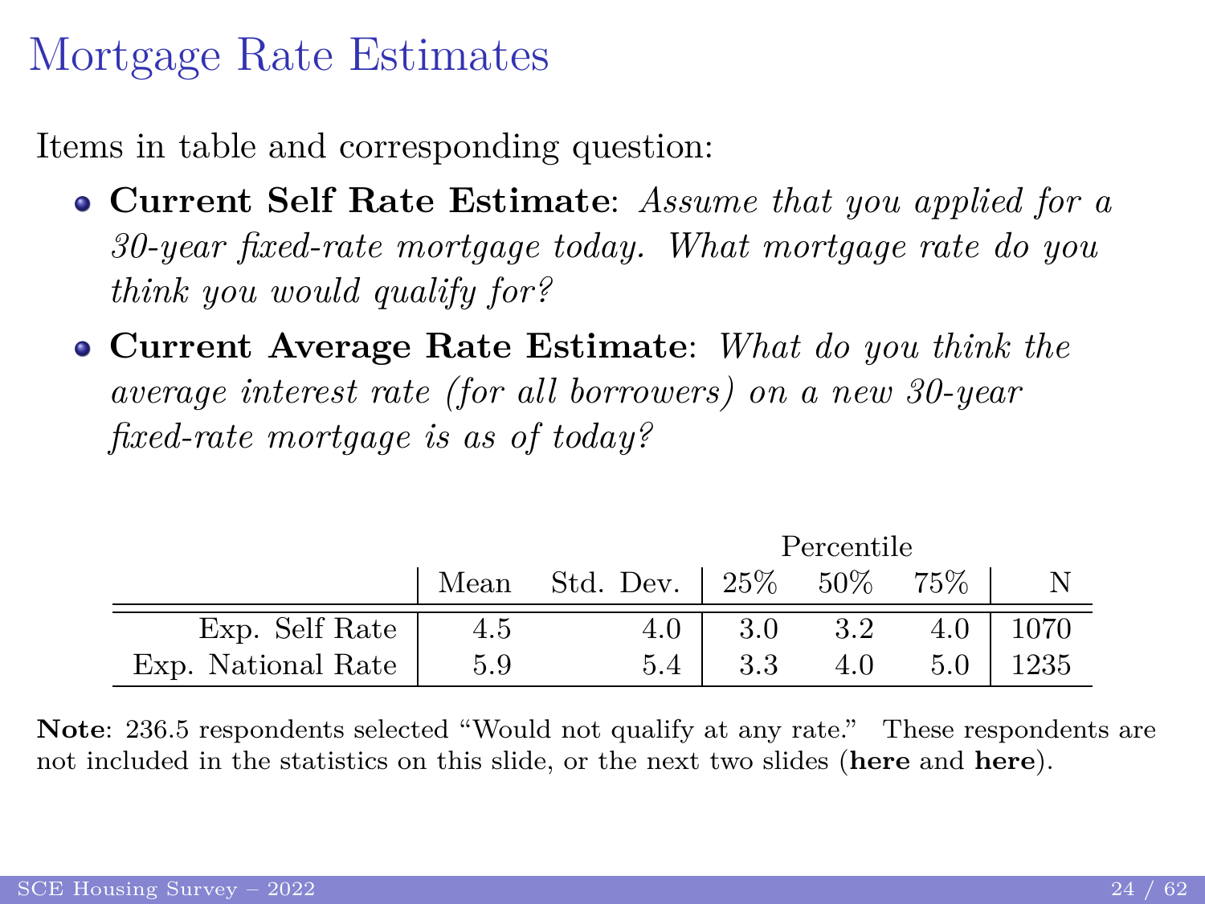# Mortgage Rate Estimates

Items in table and corresponding question:

- **Current Self Rate Estimate**: *Assume that you applied for a 30-year fixed-rate mortgage today. What mortgage rate do you think you would qualify for?*
- **Current Average Rate Estimate**: *What do you think the average interest rate (for all borrowers) on a new 30-year fixed-rate mortgage is as of today?*

| | | | Percentile | | | |
|---|---|---|---|---|---|---|
| | Mean | Std. Dev. | 25% | 50% | 75% | N |
| Exp. Self Rate | 4.5 | 4.0 | 3.0 | 3.2 | 4.0 | 1070 |
| Exp. National Rate | 5.9 | 5.4 | 3.3 | 4.0 | 5.0 | 1235 |

**Note**: 236.5 respondents selected "Would not qualify at any rate." These respondents are not included in the statistics on this slide, or the next two slides (**here** and **here**).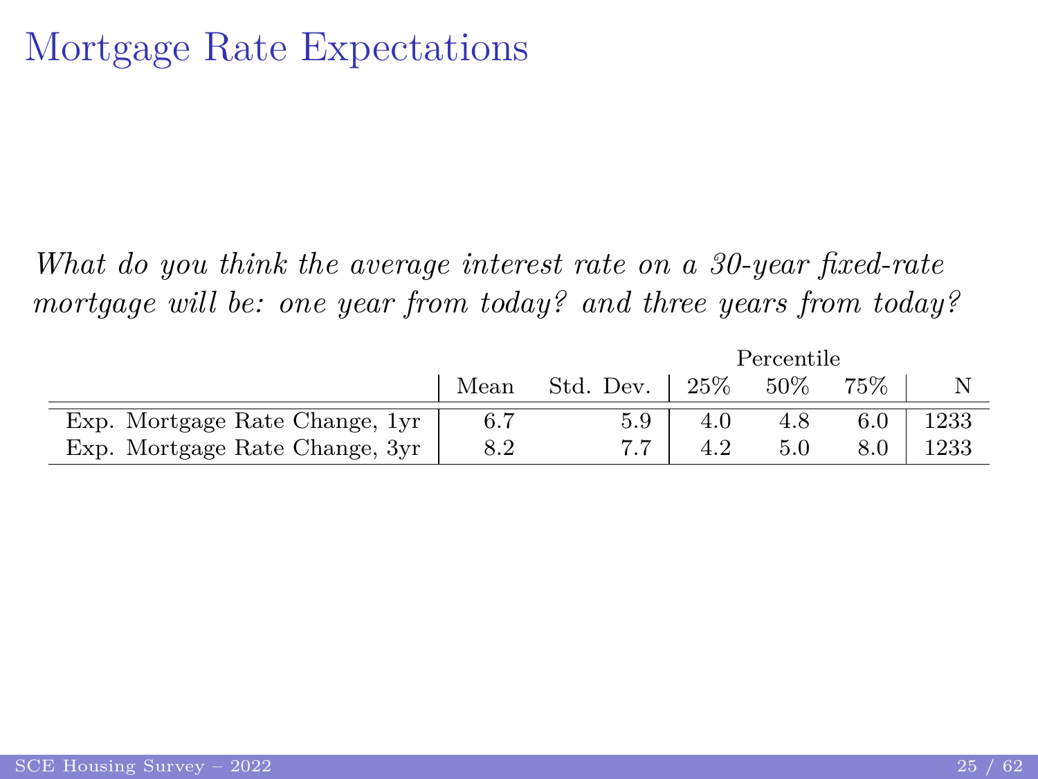# Mortgage Rate Expectations

*What do you think the average interest rate on a 30-year fixed-rate mortgage will be: one year from today? and three years from today?*

| | Mean | Std. Dev. | Percentile 25% | Percentile 50% | Percentile 75% | N |
|---|---|---|---|---|---|---|
| Exp. Mortgage Rate Change, 1yr | 6.7 | 5.9 | 4.0 | 4.8 | 6.0 | 1233 |
| Exp. Mortgage Rate Change, 3yr | 8.2 | 7.7 | 4.2 | 5.0 | 8.0 | 1233 |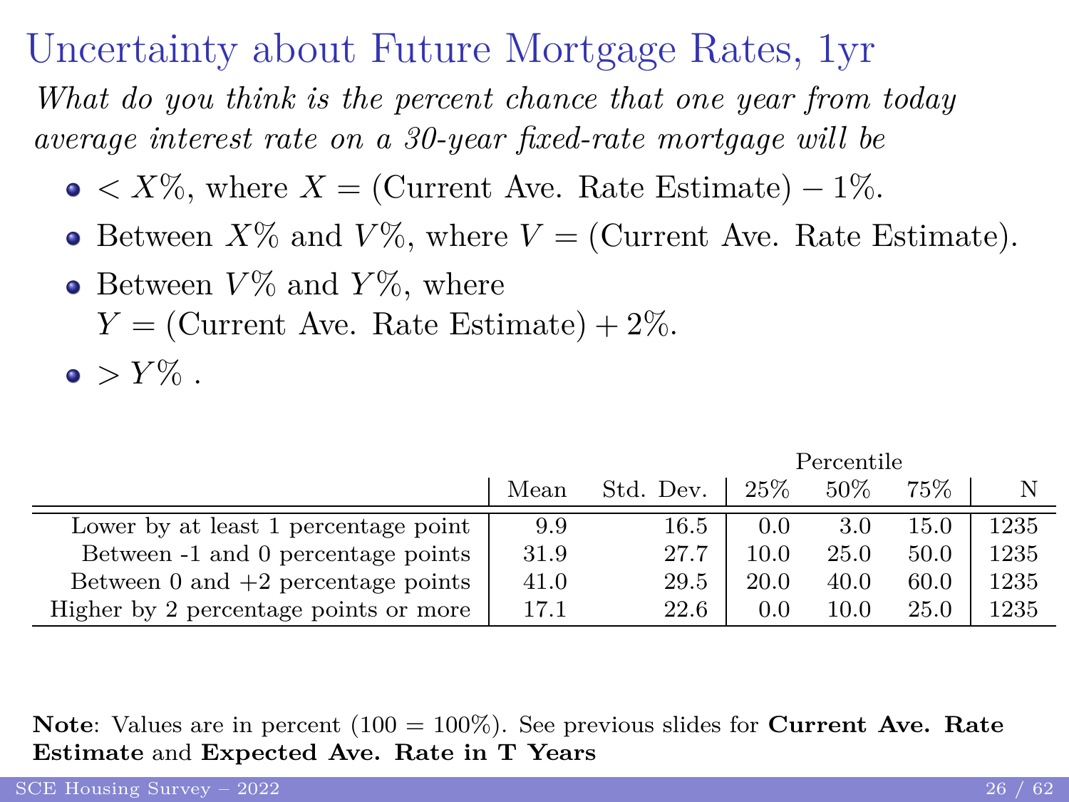# Uncertainty about Future Mortgage Rates, 1yr

*What do you think is the percent chance that one year from today average interest rate on a 30-year fixed-rate mortgage will be*

- $< X\%$, where $X =$ (Current Ave. Rate Estimate) $- 1\%$.
- Between $X\%$ and $V\%$, where $V =$ (Current Ave. Rate Estimate).
- Between $V\%$ and $Y\%$, where $Y =$ (Current Ave. Rate Estimate) $+ 2\%$.
- $> Y\%$ .

| | Mean | Std. Dev. | Percentile 25% | 50% | 75% | N |
|---|---|---|---|---|---|---|
| Lower by at least 1 percentage point | 9.9 | 16.5 | 0.0 | 3.0 | 15.0 | 1235 |
| Between -1 and 0 percentage points | 31.9 | 27.7 | 10.0 | 25.0 | 50.0 | 1235 |
| Between 0 and +2 percentage points | 41.0 | 29.5 | 20.0 | 40.0 | 60.0 | 1235 |
| Higher by 2 percentage points or more | 17.1 | 22.6 | 0.0 | 10.0 | 25.0 | 1235 |

**Note**: Values are in percent (100 = 100%). See previous slides for **Current Ave. Rate Estimate** and **Expected Ave. Rate in T Years**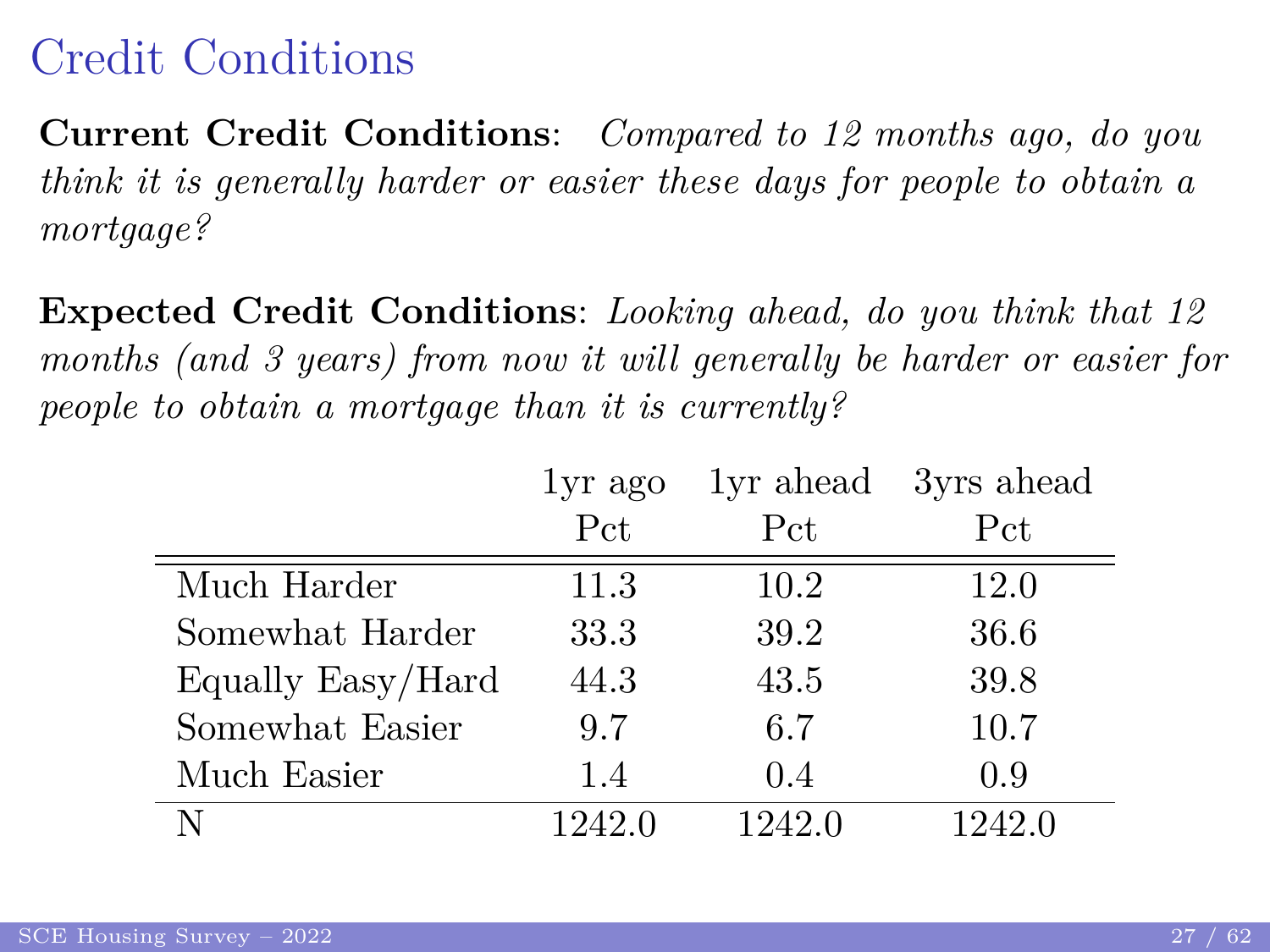# Credit Conditions

**Current Credit Conditions**: *Compared to 12 months ago, do you think it is generally harder or easier these days for people to obtain a mortgage?*

**Expected Credit Conditions**: *Looking ahead, do you think that 12 months (and 3 years) from now it will generally be harder or easier for people to obtain a mortgage than it is currently?*

| | 1yr ago | 1yr ahead | 3yrs ahead |
|---|---|---|---|
| | Pct | Pct | Pct |
| Much Harder | 11.3 | 10.2 | 12.0 |
| Somewhat Harder | 33.3 | 39.2 | 36.6 |
| Equally Easy/Hard | 44.3 | 43.5 | 39.8 |
| Somewhat Easier | 9.7 | 6.7 | 10.7 |
| Much Easier | 1.4 | 0.4 | 0.9 |
| N | 1242.0 | 1242.0 | 1242.0 |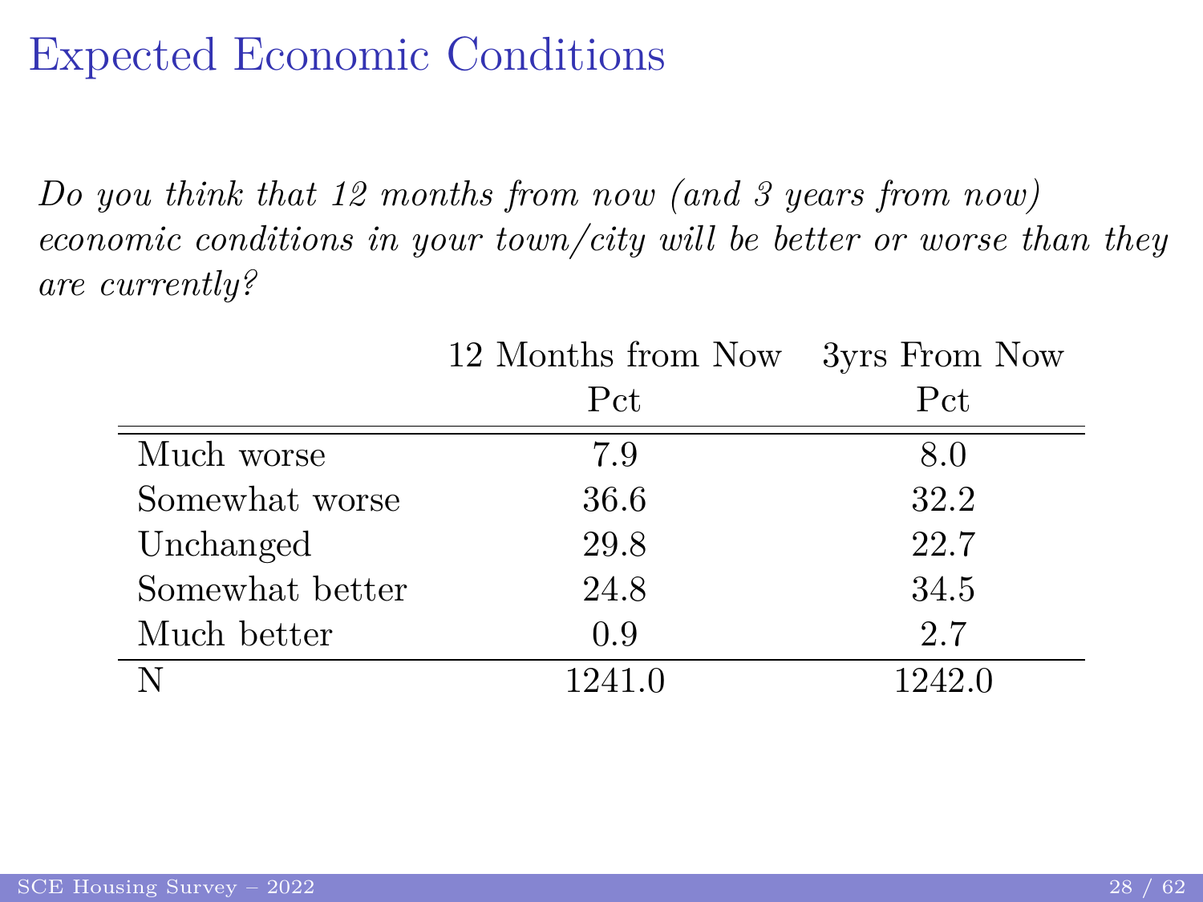# Expected Economic Conditions

*Do you think that 12 months from now (and 3 years from now) economic conditions in your town/city will be better or worse than they are currently?*

| | 12 Months from Now | 3yrs From Now |
|---|---|---|
| | Pct | Pct |
| Much worse | 7.9 | 8.0 |
| Somewhat worse | 36.6 | 32.2 |
| Unchanged | 29.8 | 22.7 |
| Somewhat better | 24.8 | 34.5 |
| Much better | 0.9 | 2.7 |
| N | 1241.0 | 1242.0 |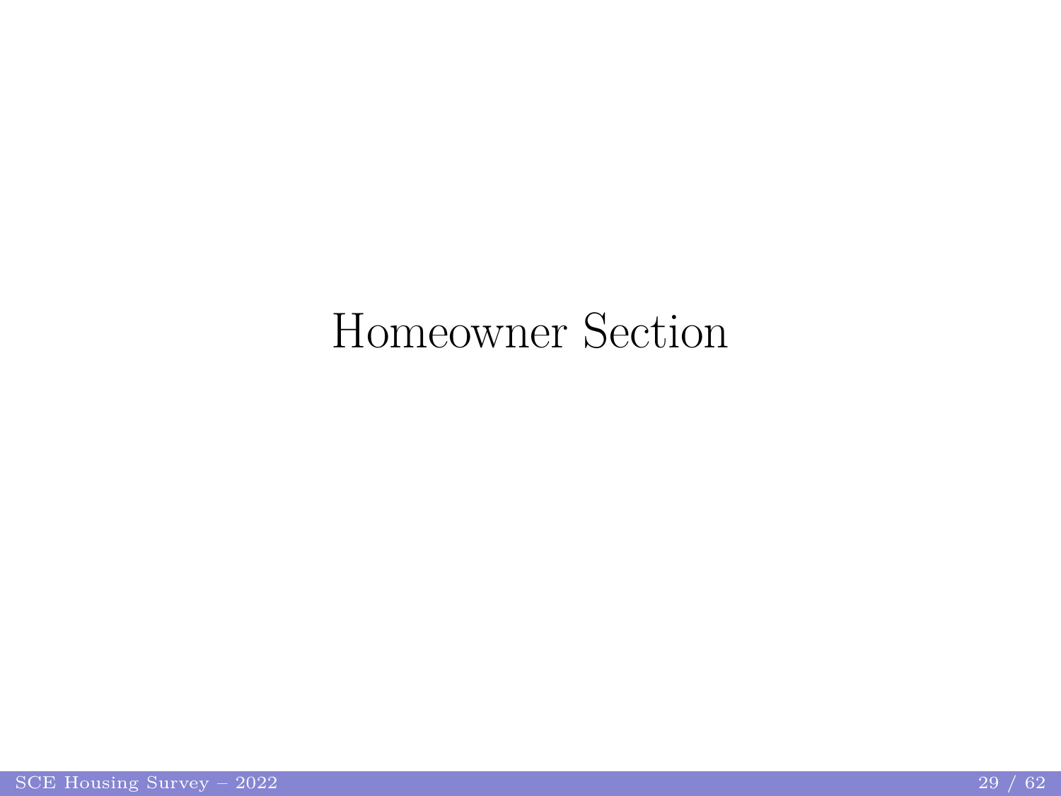# Homeowner Section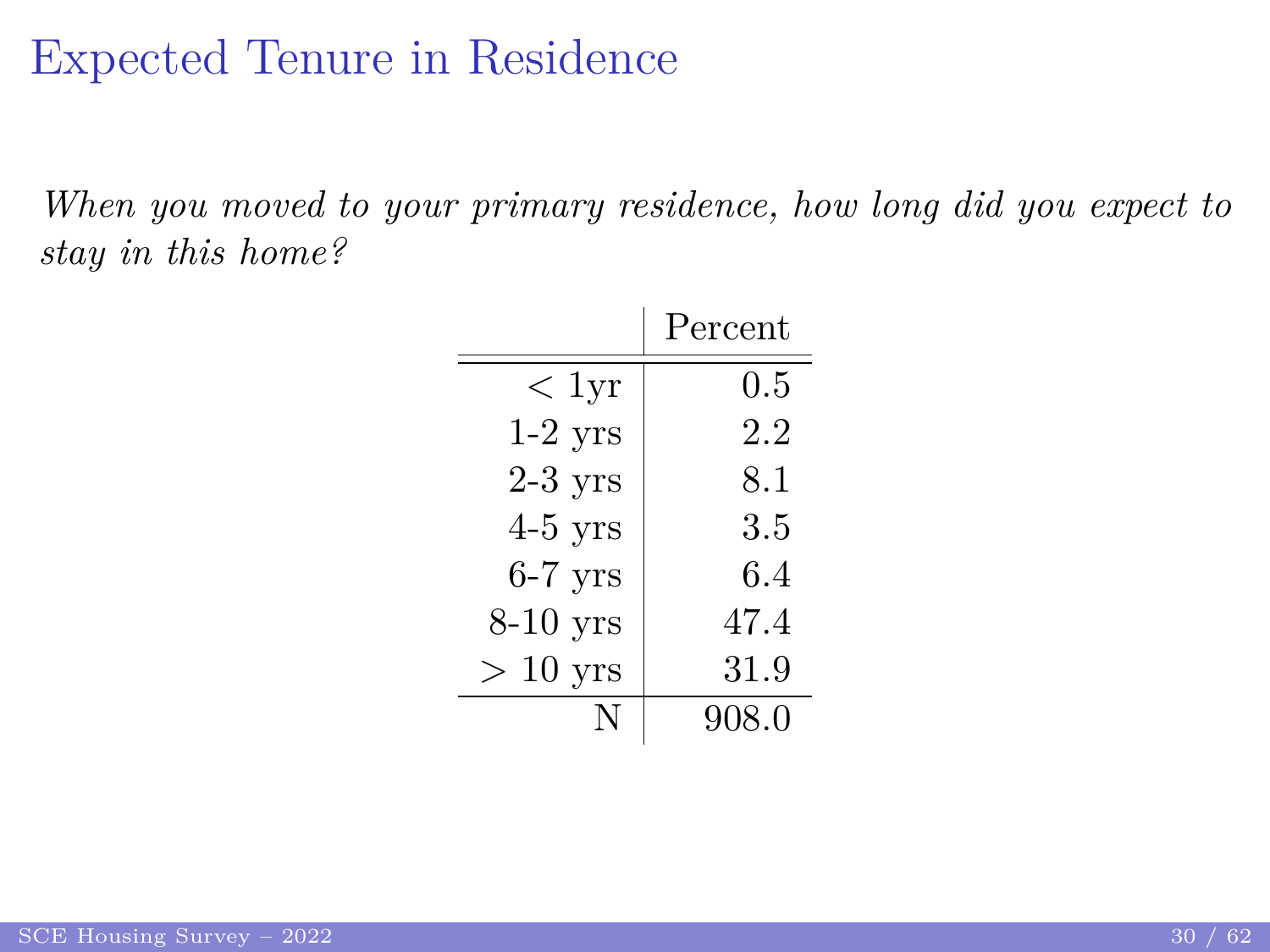# Expected Tenure in Residence

*When you moved to your primary residence, how long did you expect to stay in this home?*

| | Percent |
|---|---|
| < 1yr | 0.5 |
| 1-2 yrs | 2.2 |
| 2-3 yrs | 8.1 |
| 4-5 yrs | 3.5 |
| 6-7 yrs | 6.4 |
| 8-10 yrs | 47.4 |
| > 10 yrs | 31.9 |
| N | 908.0 |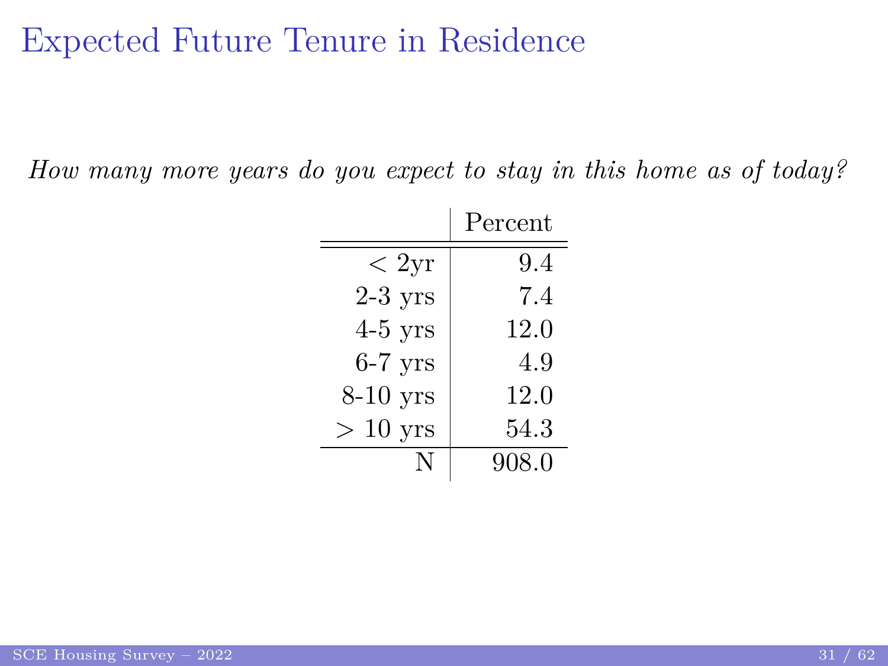# Expected Future Tenure in Residence

*How many more years do you expect to stay in this home as of today?*

| | Percent |
|---|---|
| < 2yr | 9.4 |
| 2-3 yrs | 7.4 |
| 4-5 yrs | 12.0 |
| 6-7 yrs | 4.9 |
| 8-10 yrs | 12.0 |
| > 10 yrs | 54.3 |
| N | 908.0 |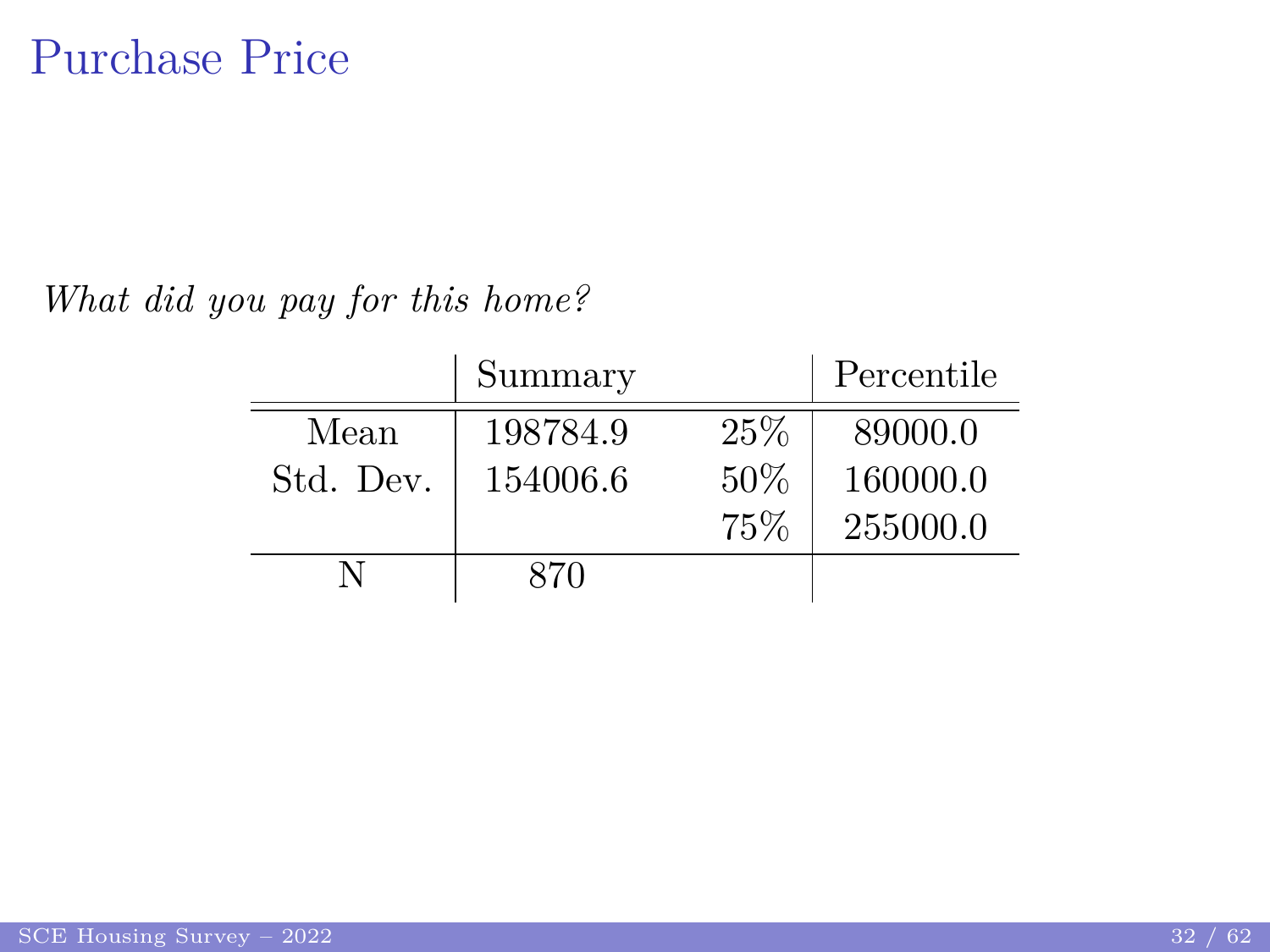# Purchase Price

*What did you pay for this home?*

| | Summary | | Percentile |
|---|---|---|---|
| Mean | 198784.9 | 25% | 89000.0 |
| Std. Dev. | 154006.6 | 50% | 160000.0 |
| | | 75% | 255000.0 |
| N | 870 | | |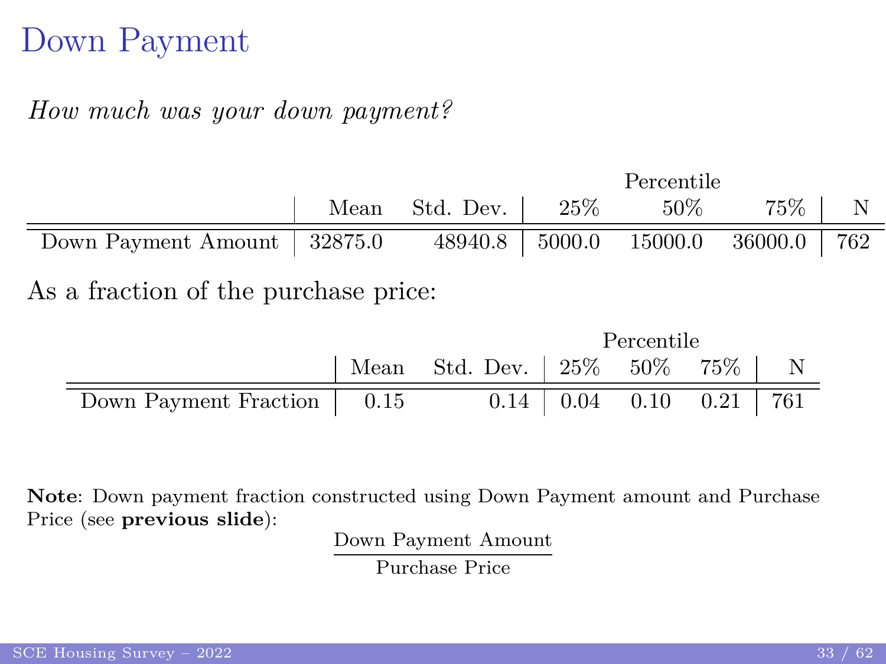# Down Payment

*How much was your down payment?*

| | Mean | Std. Dev. | Percentile 25% | Percentile 50% | Percentile 75% | N |
|---|---|---|---|---|---|---|
| Down Payment Amount | 32875.0 | 48940.8 | 5000.0 | 15000.0 | 36000.0 | 762 |

As a fraction of the purchase price:

| | Mean | Std. Dev. | Percentile 25% | Percentile 50% | Percentile 75% | N |
|---|---|---|---|---|---|---|
| Down Payment Fraction | 0.15 | 0.14 | 0.04 | 0.10 | 0.21 | 761 |

**Note**: Down payment fraction constructed using Down Payment amount and Purchase Price (see **previous slide**):

$$\frac{\text{Down Payment Amount}}{\text{Purchase Price}}$$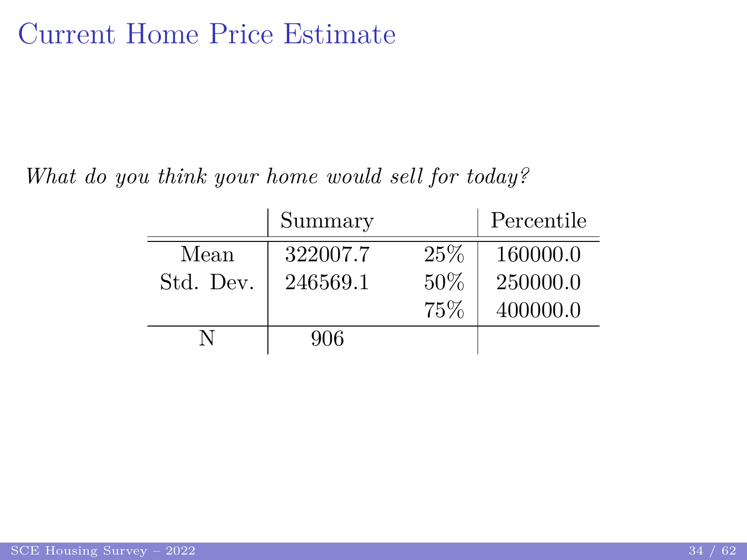# Current Home Price Estimate

*What do you think your home would sell for today?*

| | Summary | | Percentile |
|---|---|---|---|
| Mean | 322007.7 | 25% | 160000.0 |
| Std. Dev. | 246569.1 | 50% | 250000.0 |
| | | 75% | 400000.0 |
| N | 906 | | |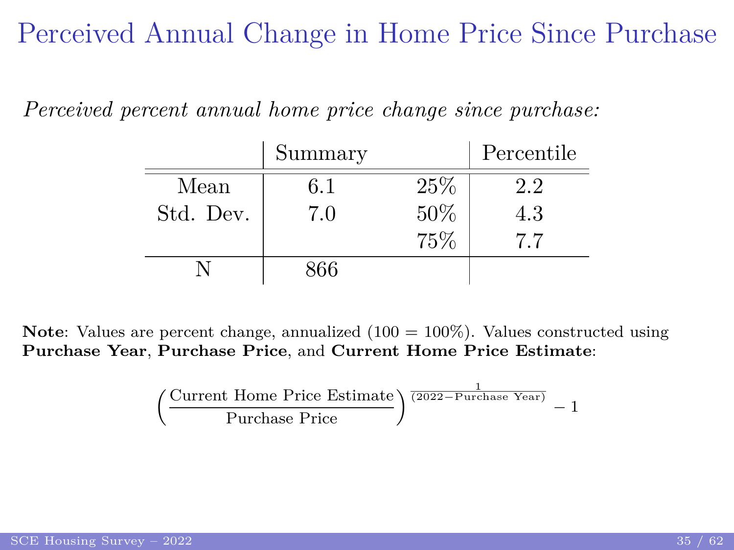# Perceived Annual Change in Home Price Since Purchase

*Perceived percent annual home price change since purchase:*

| | Summary | | Percentile |
|---|---|---|---|
| Mean | 6.1 | 25% | 2.2 |
| Std. Dev. | 7.0 | 50% | 4.3 |
| | | 75% | 7.7 |
| N | 866 | | |

**Note**: Values are percent change, annualized (100 = 100%). Values constructed using **Purchase Year**, **Purchase Price**, and **Current Home Price Estimate**:

$$\left(\frac{\text{Current Home Price Estimate}}{\text{Purchase Price}}\right)^{\frac{1}{(2022-\text{Purchase Year})}} - 1$$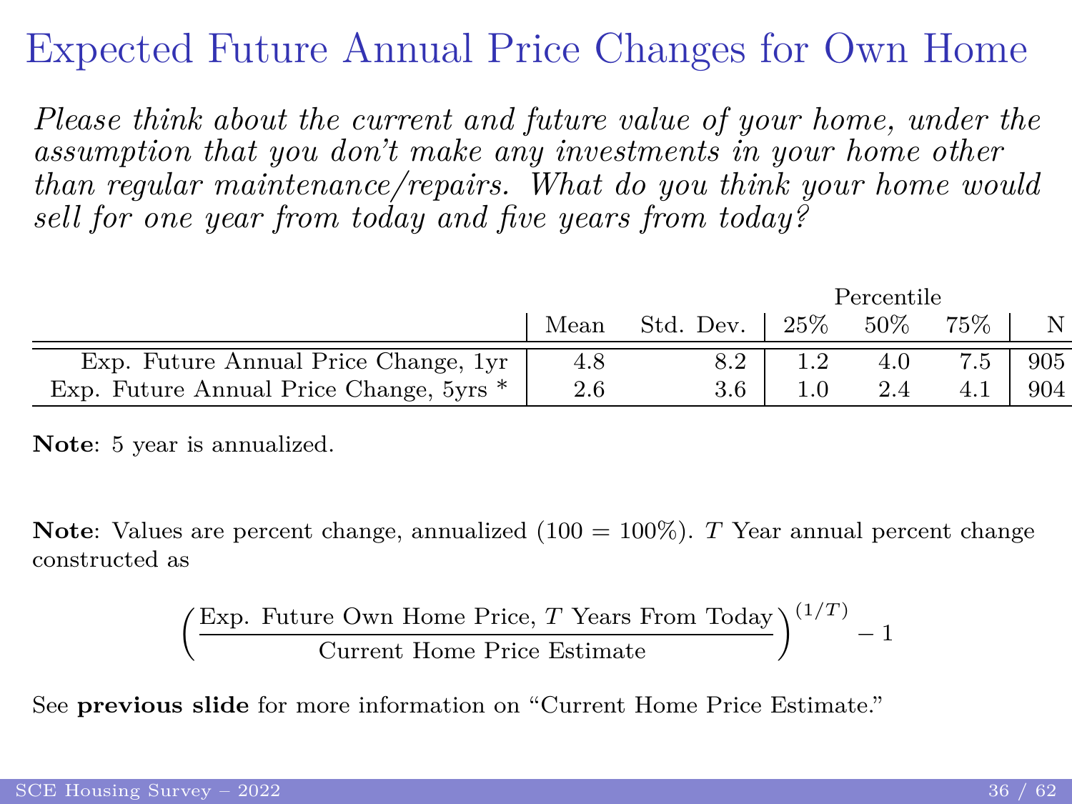# Expected Future Annual Price Changes for Own Home

*Please think about the current and future value of your home, under the assumption that you don't make any investments in your home other than regular maintenance/repairs. What do you think your home would sell for one year from today and five years from today?*

| | Mean | Std. Dev. | Percentile 25% | Percentile 50% | Percentile 75% | N |
|---|---|---|---|---|---|---|
| Exp. Future Annual Price Change, 1yr | 4.8 | 8.2 | 1.2 | 4.0 | 7.5 | 905 |
| Exp. Future Annual Price Change, 5yrs * | 2.6 | 3.6 | 1.0 | 2.4 | 4.1 | 904 |

**Note**: 5 year is annualized.

**Note**: Values are percent change, annualized (100 = 100%). $T$ Year annual percent change constructed as

$$\left(\frac{\text{Exp. Future Own Home Price, } T \text{ Years From Today}}{\text{Current Home Price Estimate}}\right)^{(1/T)} - 1$$

See **previous slide** for more information on "Current Home Price Estimate."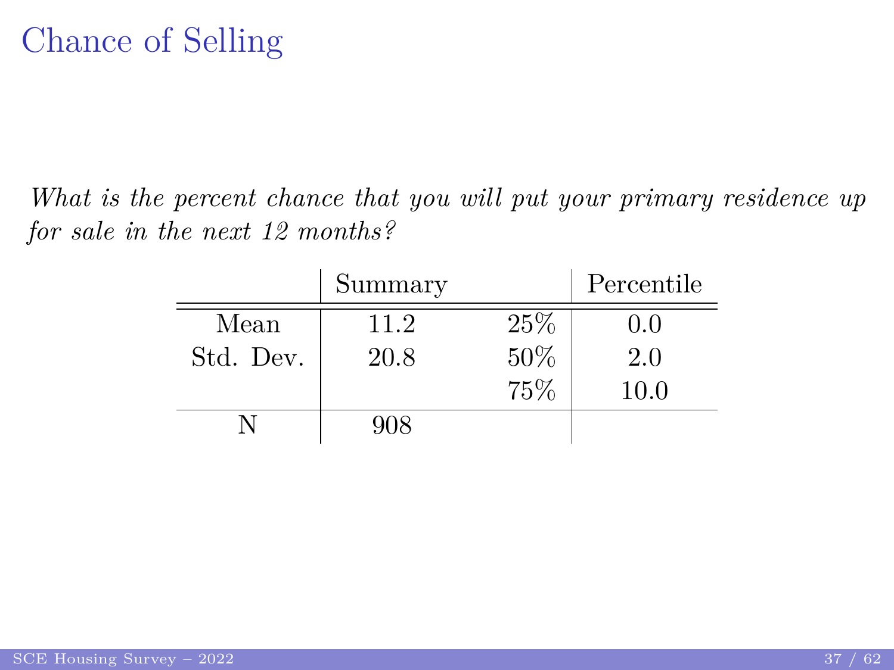# Chance of Selling

*What is the percent chance that you will put your primary residence up for sale in the next 12 months?*

| | Summary | | Percentile |
|---|---|---|---|
| Mean | 11.2 | 25% | 0.0 |
| Std. Dev. | 20.8 | 50% | 2.0 |
| | | 75% | 10.0 |
| N | 908 | | |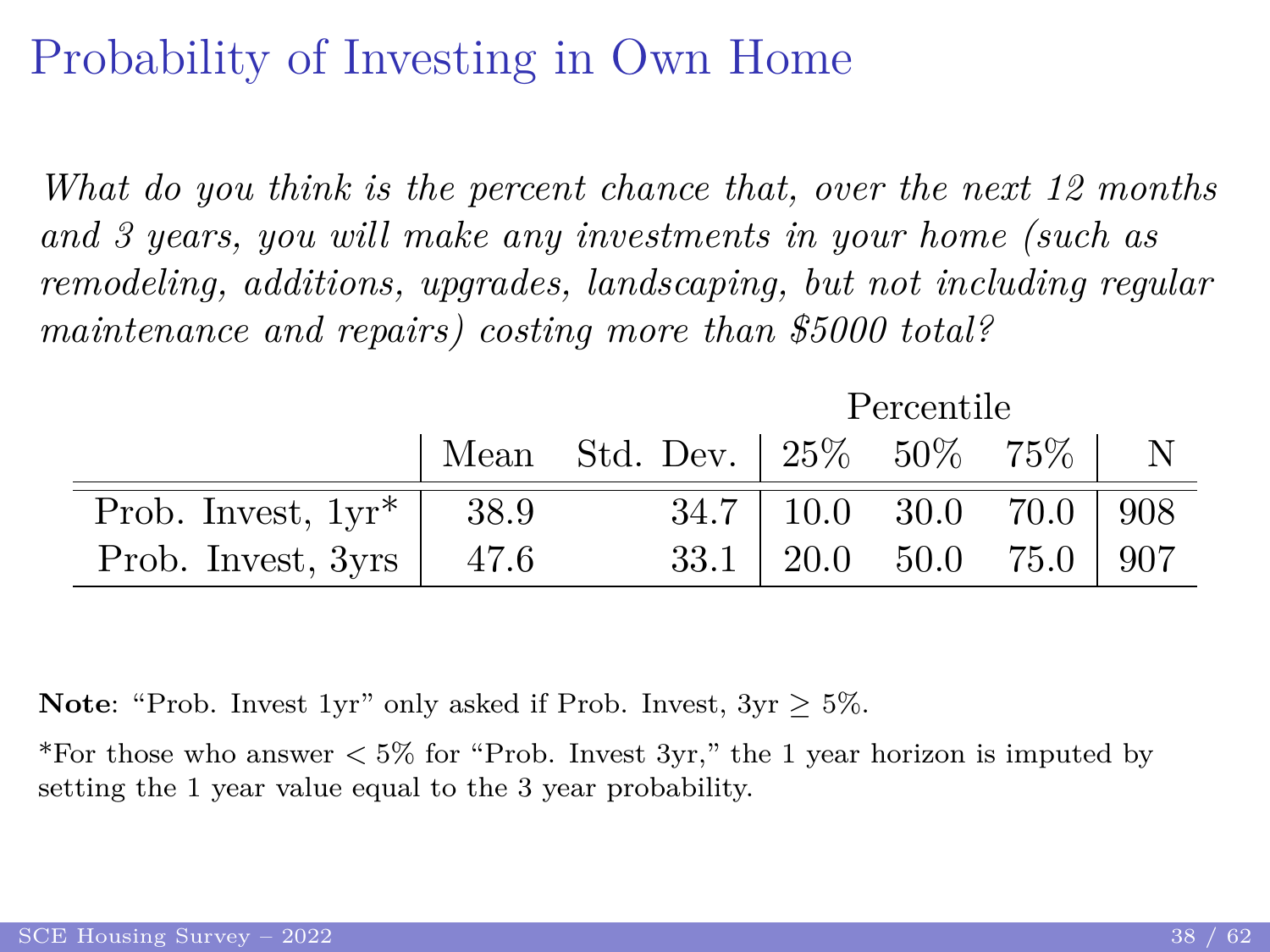# Probability of Investing in Own Home

*What do you think is the percent chance that, over the next 12 months and 3 years, you will make any investments in your home (such as remodeling, additions, upgrades, landscaping, but not including regular maintenance and repairs) costing more than $5000 total?*

| | | | Percentile | | | |
|---|---|---|---|---|---|---|
| | Mean | Std. Dev. | 25% | 50% | 75% | N |
| Prob. Invest, 1yr* | 38.9 | 34.7 | 10.0 | 30.0 | 70.0 | 908 |
| Prob. Invest, 3yrs | 47.6 | 33.1 | 20.0 | 50.0 | 75.0 | 907 |

**Note**: "Prob. Invest 1yr" only asked if Prob. Invest, 3yr $\geq$ 5%.

*For those who answer $<$ 5% for "Prob. Invest 3yr," the 1 year horizon is imputed by setting the 1 year value equal to the 3 year probability.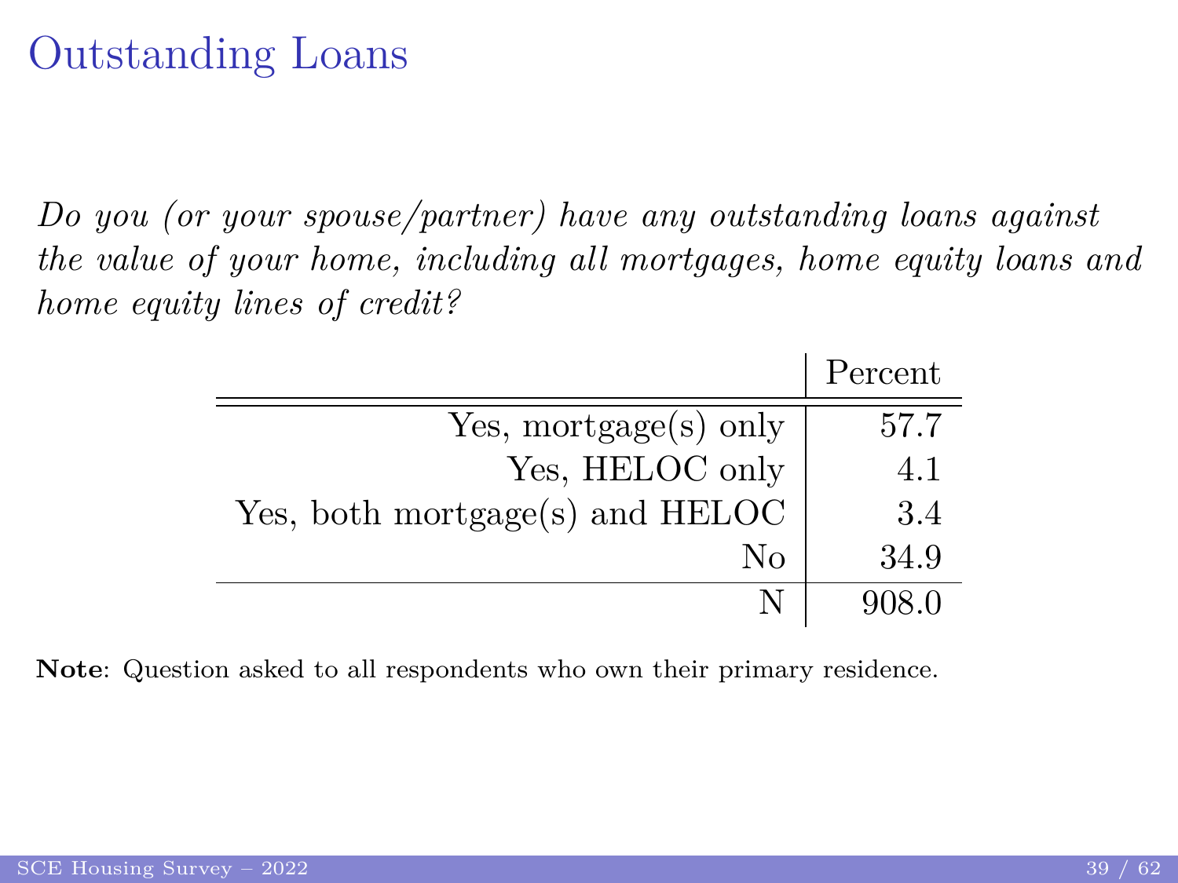# Outstanding Loans

*Do you (or your spouse/partner) have any outstanding loans against the value of your home, including all mortgages, home equity loans and home equity lines of credit?*

| | Percent |
|---:|---:|
| Yes, mortgage(s) only | 57.7 |
| Yes, HELOC only | 4.1 |
| Yes, both mortgage(s) and HELOC | 3.4 |
| No | 34.9 |
| N | 908.0 |

**Note**: Question asked to all respondents who own their primary residence.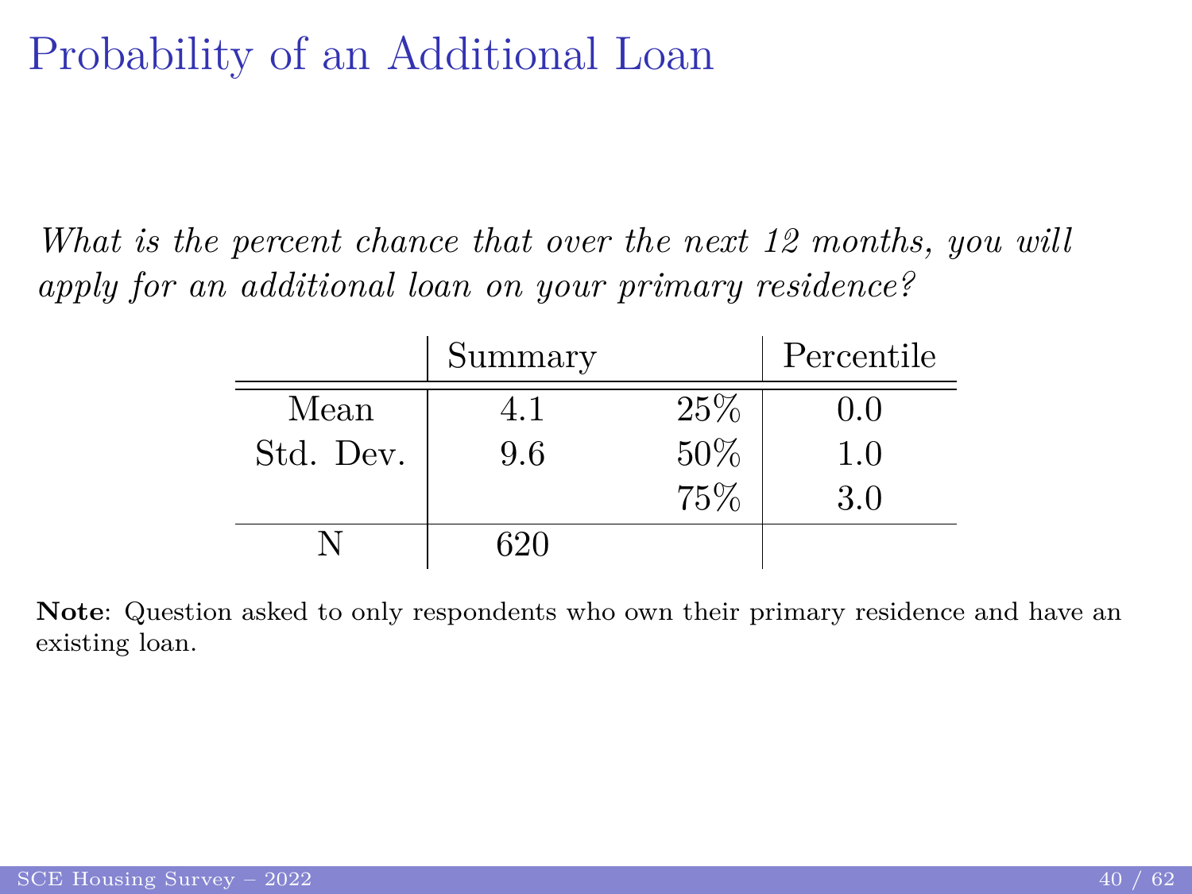# Probability of an Additional Loan

*What is the percent chance that over the next 12 months, you will apply for an additional loan on your primary residence?*

| | Summary | | Percentile |
|---|---|---|---|
| Mean | 4.1 | 25% | 0.0 |
| Std. Dev. | 9.6 | 50% | 1.0 |
| | | 75% | 3.0 |
| N | 620 | | |

**Note**: Question asked to only respondents who own their primary residence and have an existing loan.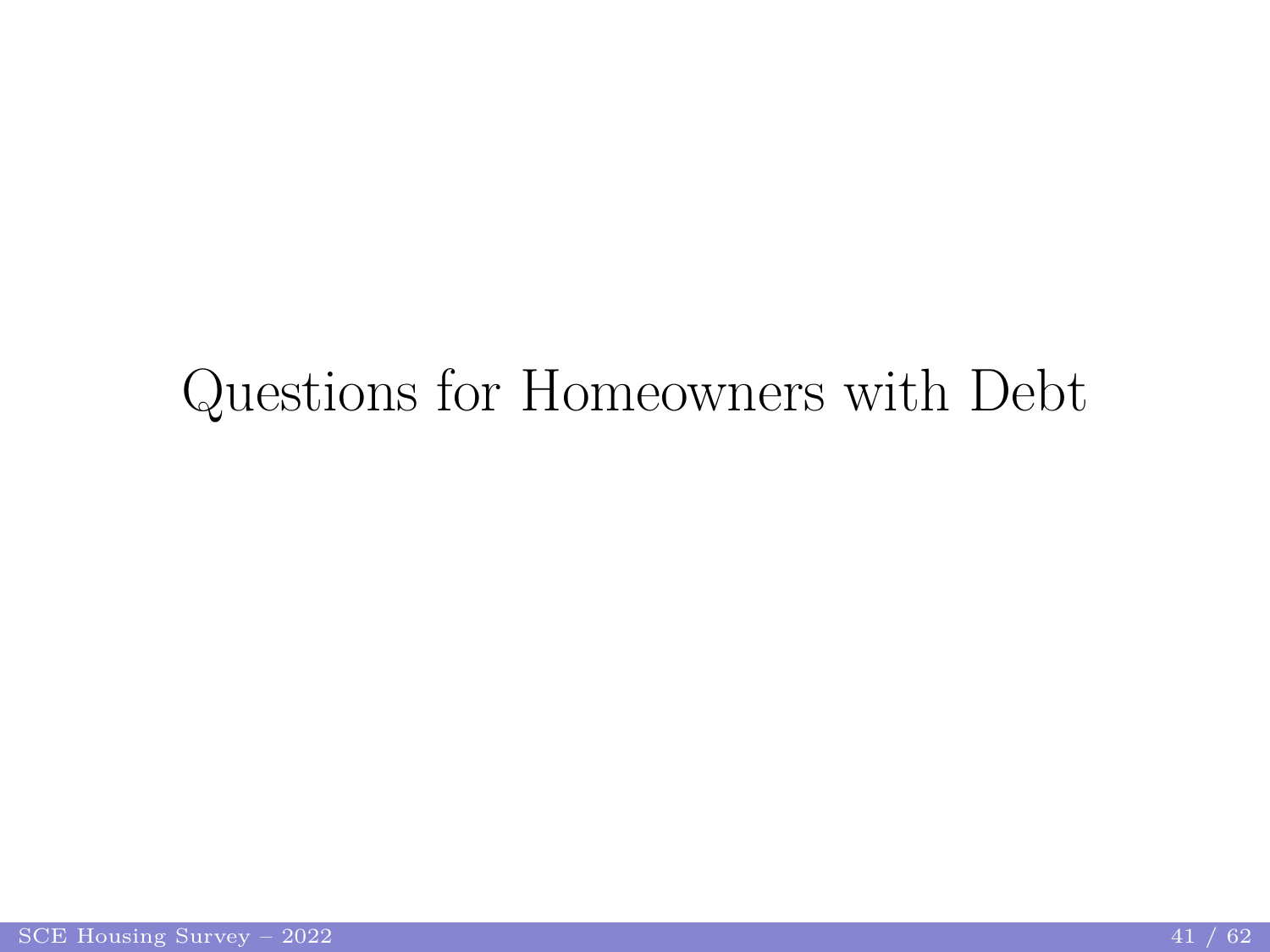# Questions for Homeowners with Debt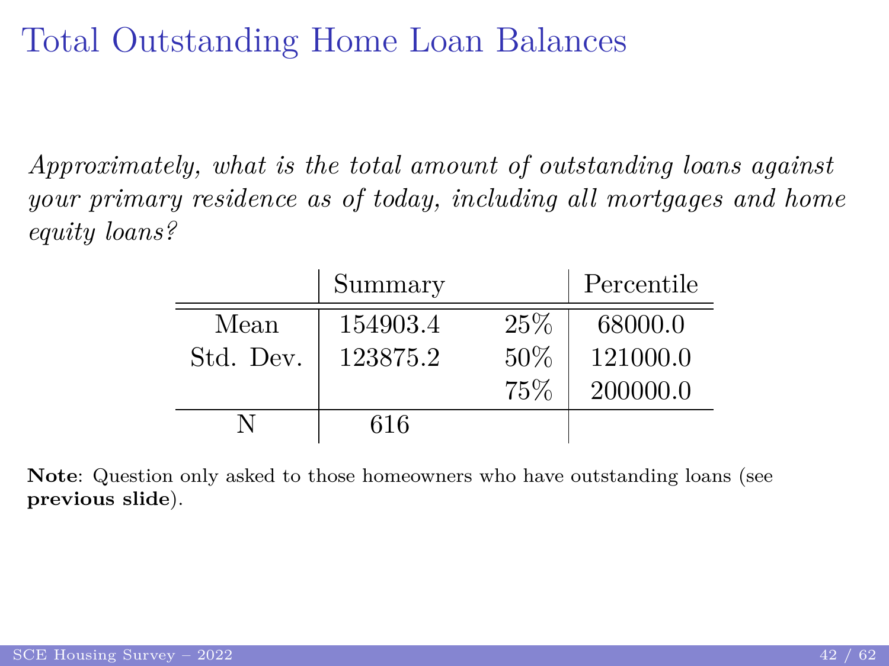# Total Outstanding Home Loan Balances

*Approximately, what is the total amount of outstanding loans against your primary residence as of today, including all mortgages and home equity loans?*

| | Summary | | Percentile |
|---|---|---|---|
| Mean | 154903.4 | 25% | 68000.0 |
| Std. Dev. | 123875.2 | 50% | 121000.0 |
| | | 75% | 200000.0 |
| N | 616 | | |

**Note**: Question only asked to those homeowners who have outstanding loans (see **previous slide**).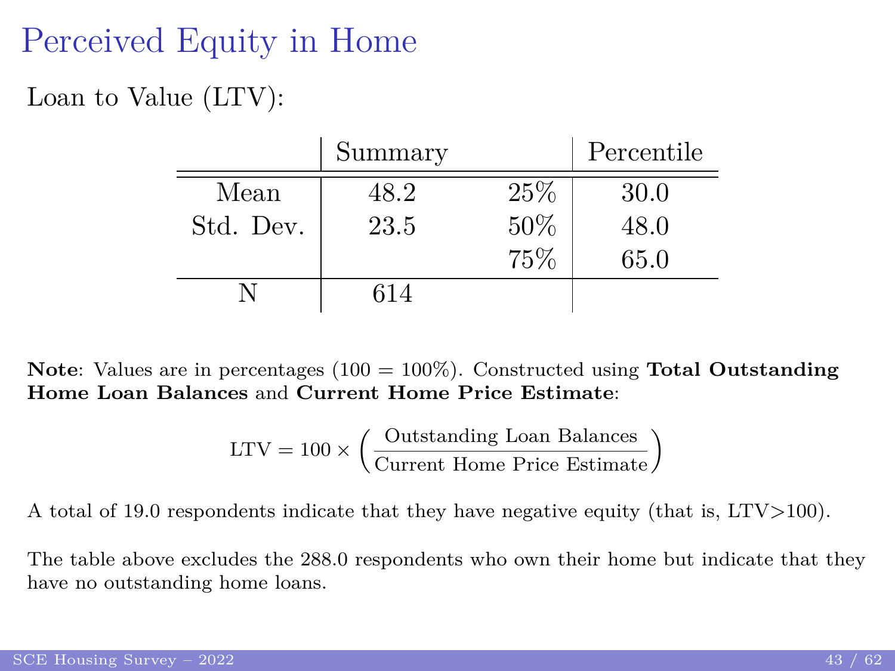# Perceived Equity in Home

Loan to Value (LTV):

| | Summary | | Percentile |
|---|---|---|---|
| Mean | 48.2 | 25% | 30.0 |
| Std. Dev. | 23.5 | 50% | 48.0 |
| | | 75% | 65.0 |
| N | 614 | | |

**Note**: Values are in percentages (100 = 100%). Constructed using **Total Outstanding Home Loan Balances** and **Current Home Price Estimate**:

$$\text{LTV} = 100 \times \left( \frac{\text{Outstanding Loan Balances}}{\text{Current Home Price Estimate}} \right)$$

A total of 19.0 respondents indicate that they have negative equity (that is, LTV>100).

The table above excludes the 288.0 respondents who own their home but indicate that they have no outstanding home loans.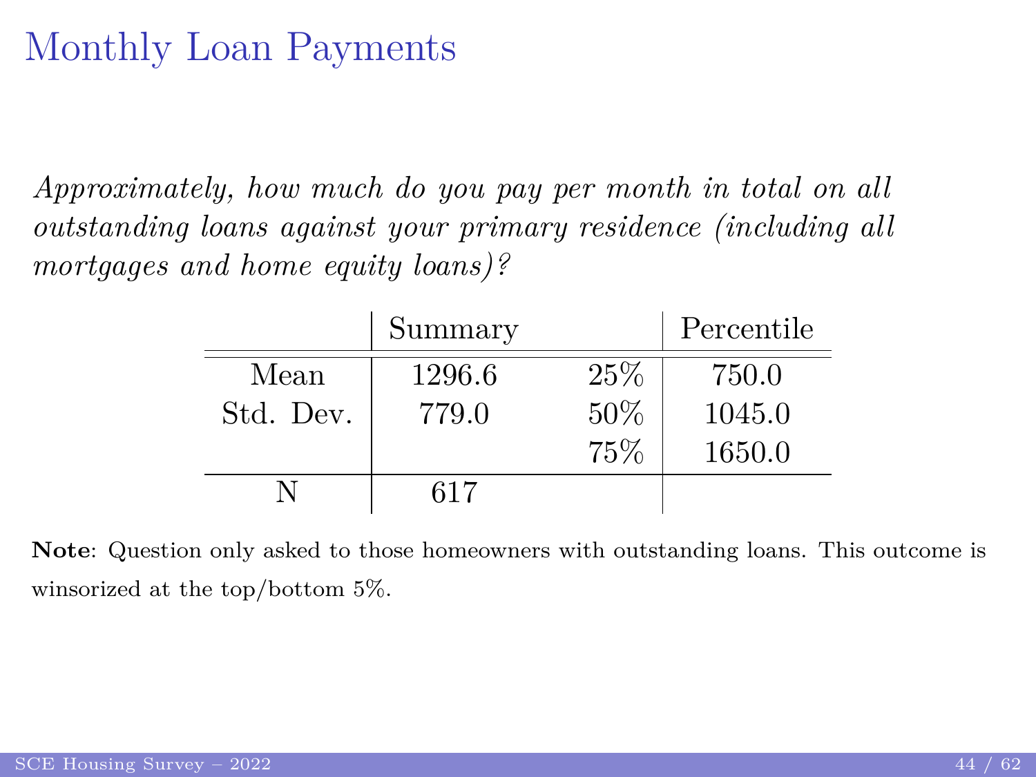# Monthly Loan Payments

*Approximately, how much do you pay per month in total on all outstanding loans against your primary residence (including all mortgages and home equity loans)?*

| | Summary | | Percentile |
|---|---|---|---|
| Mean | 1296.6 | 25% | 750.0 |
| Std. Dev. | 779.0 | 50% | 1045.0 |
| | | 75% | 1650.0 |
| N | 617 | | |

**Note**: Question only asked to those homeowners with outstanding loans. This outcome is winsorized at the top/bottom 5%.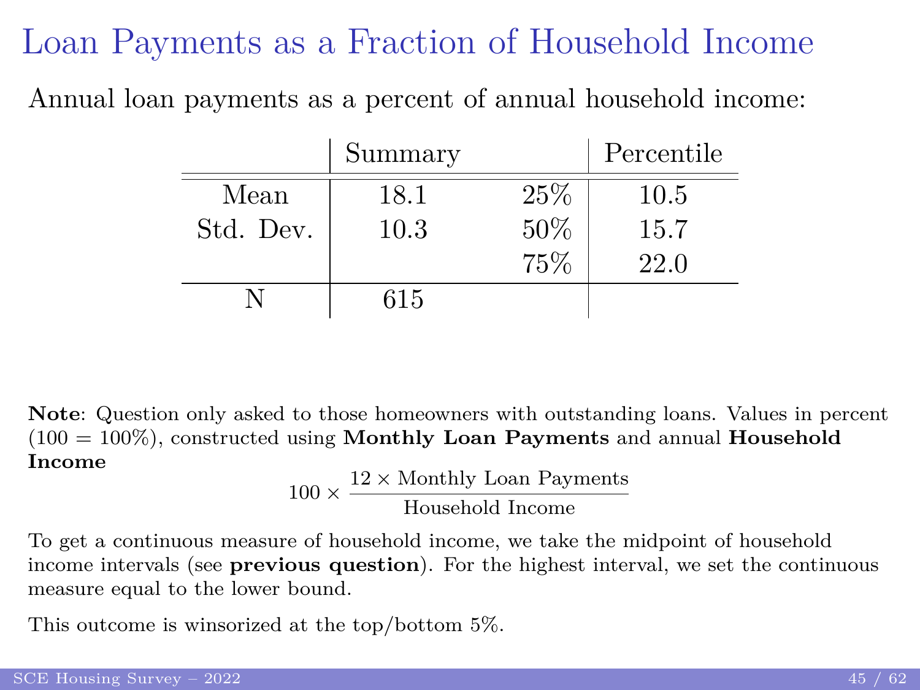# Loan Payments as a Fraction of Household Income

Annual loan payments as a percent of annual household income:

| | Summary | | Percentile |
|---|---|---|---|
| Mean | 18.1 | 25% | 10.5 |
| Std. Dev. | 10.3 | 50% | 15.7 |
| | | 75% | 22.0 |
| N | 615 | | |

**Note**: Question only asked to those homeowners with outstanding loans. Values in percent (100 = 100%), constructed using **Monthly Loan Payments** and annual **Household Income**

$$100 \times \frac{12 \times \text{Monthly Loan Payments}}{\text{Household Income}}$$

To get a continuous measure of household income, we take the midpoint of household income intervals (see **previous question**). For the highest interval, we set the continuous measure equal to the lower bound.

This outcome is winsorized at the top/bottom 5%.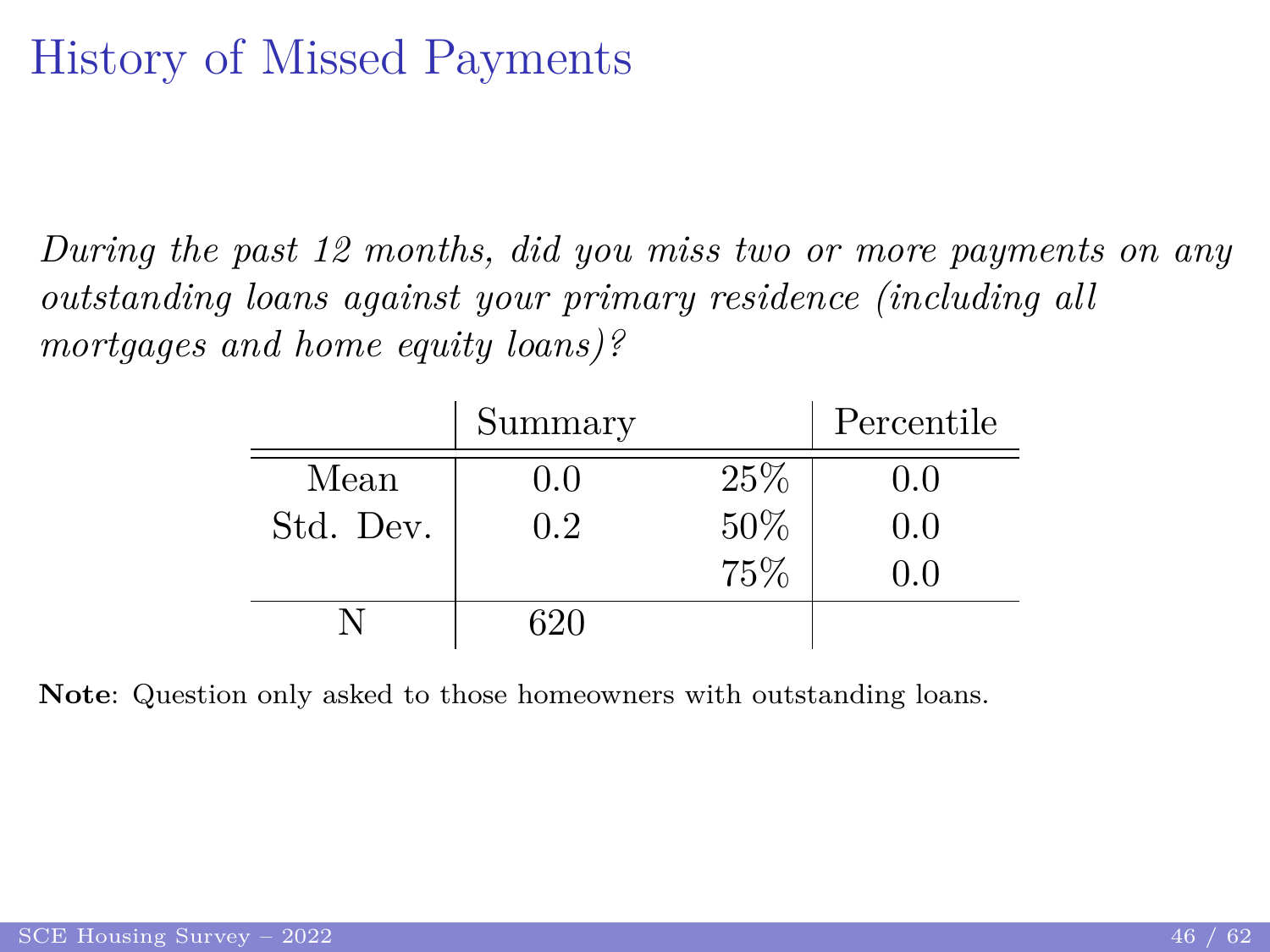# History of Missed Payments

*During the past 12 months, did you miss two or more payments on any outstanding loans against your primary residence (including all mortgages and home equity loans)?*

| | Summary | | Percentile |
|---|---|---|---|
| Mean | 0.0 | 25% | 0.0 |
| Std. Dev. | 0.2 | 50% | 0.0 |
| | | 75% | 0.0 |
| N | 620 | | |

**Note**: Question only asked to those homeowners with outstanding loans.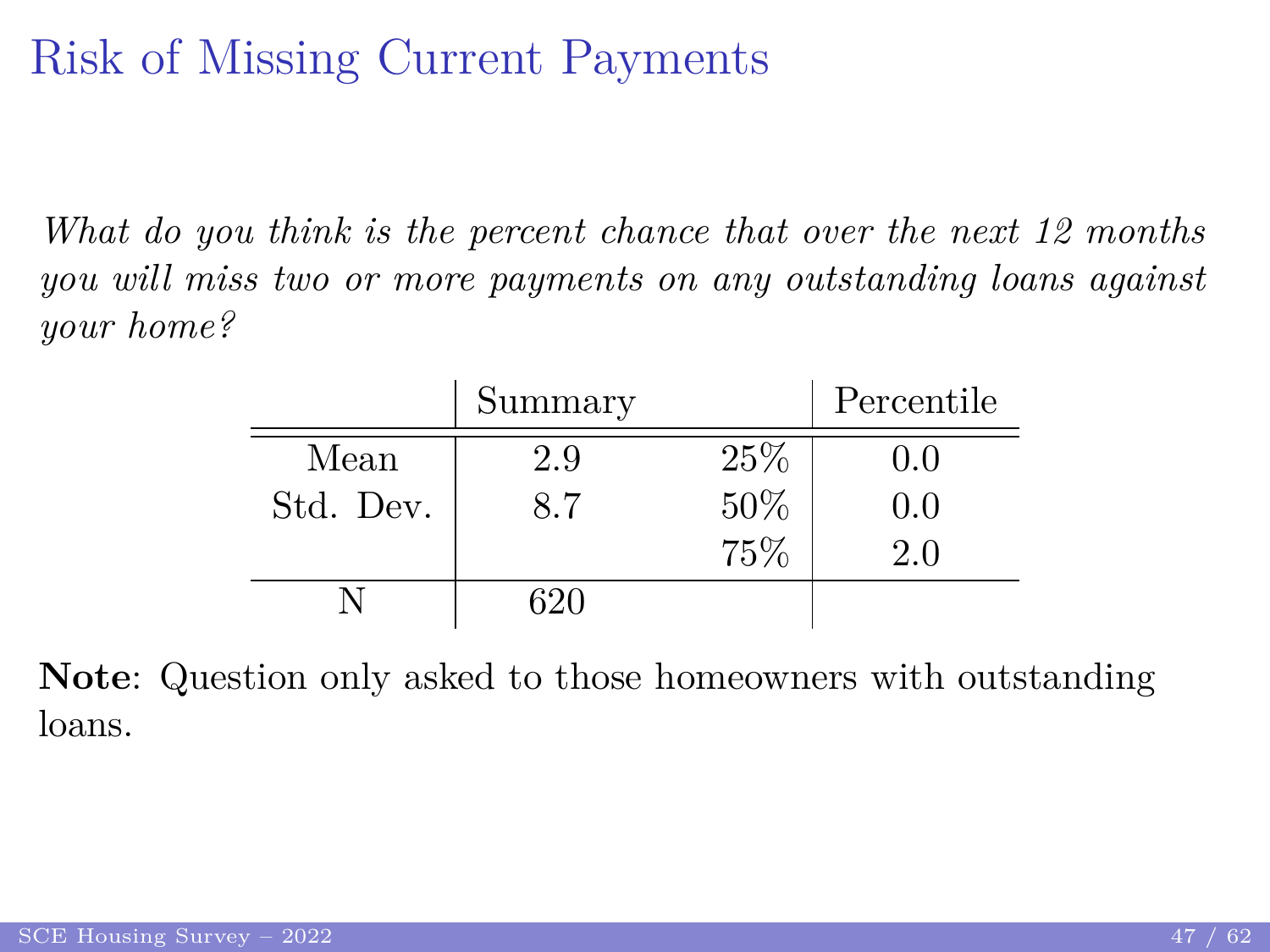# Risk of Missing Current Payments

*What do you think is the percent chance that over the next 12 months you will miss two or more payments on any outstanding loans against your home?*

| | Summary | | Percentile |
|---|---|---|---|
| Mean | 2.9 | 25% | 0.0 |
| Std. Dev. | 8.7 | 50% | 0.0 |
| | | 75% | 2.0 |
| N | 620 | | |

**Note**: Question only asked to those homeowners with outstanding loans.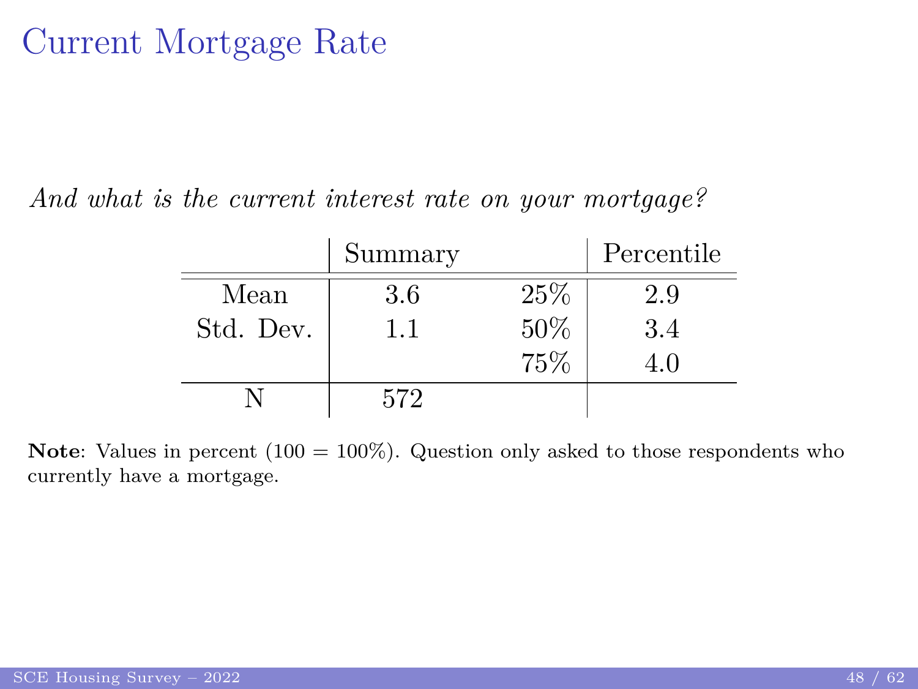# Current Mortgage Rate

*And what is the current interest rate on your mortgage?*

| | Summary | | Percentile |
|---|---|---|---|
| Mean | 3.6 | 25% | 2.9 |
| Std. Dev. | 1.1 | 50% | 3.4 |
| | | 75% | 4.0 |
| N | 572 | | |

**Note**: Values in percent (100 = 100%). Question only asked to those respondents who currently have a mortgage.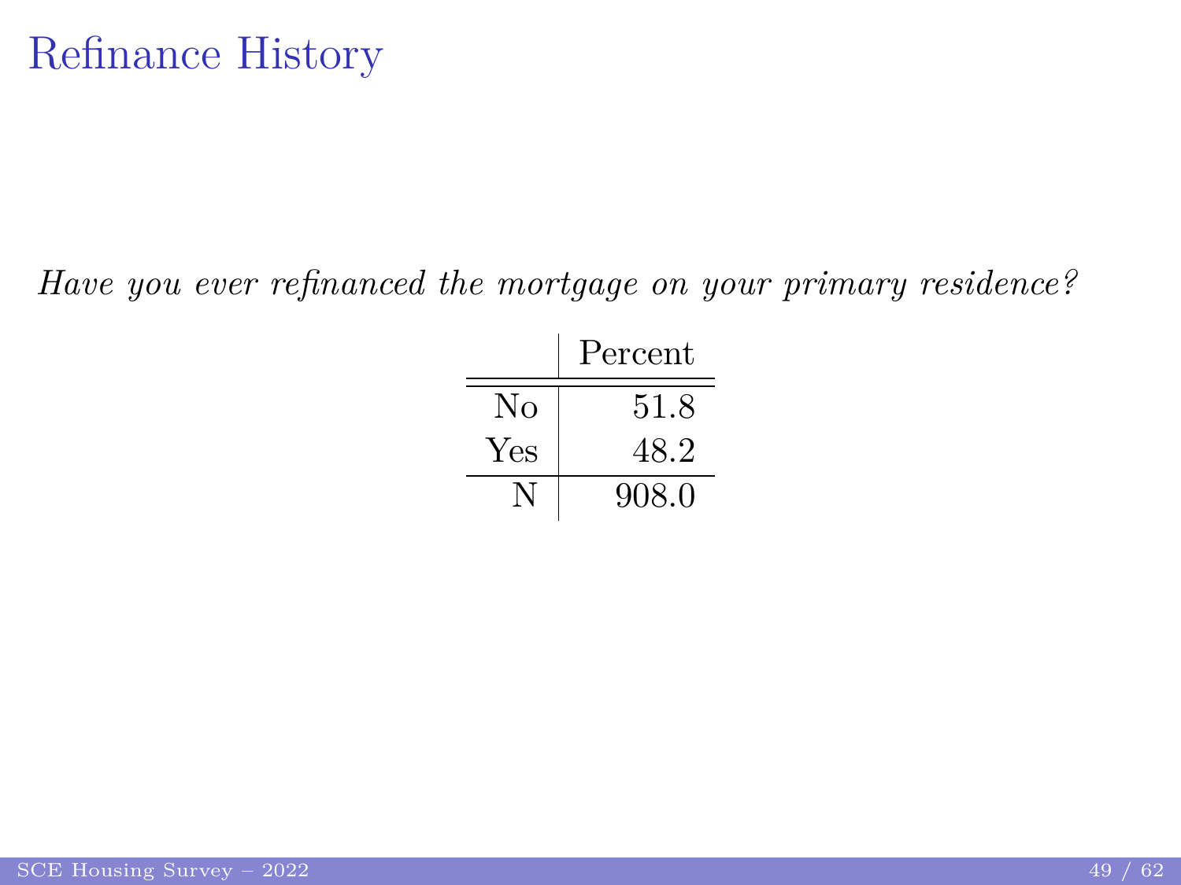# Refinance History

*Have you ever refinanced the mortgage on your primary residence?*

| | Percent |
|---|---|
| No | 51.8 |
| Yes | 48.2 |
| N | 908.0 |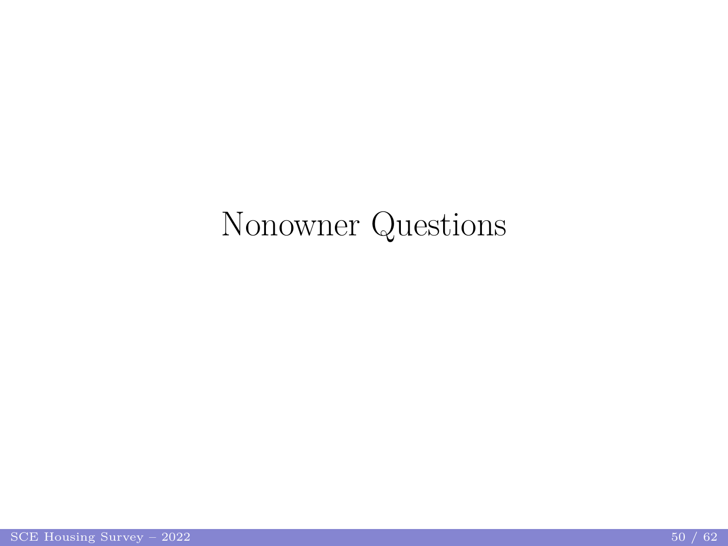# Nonowner Questions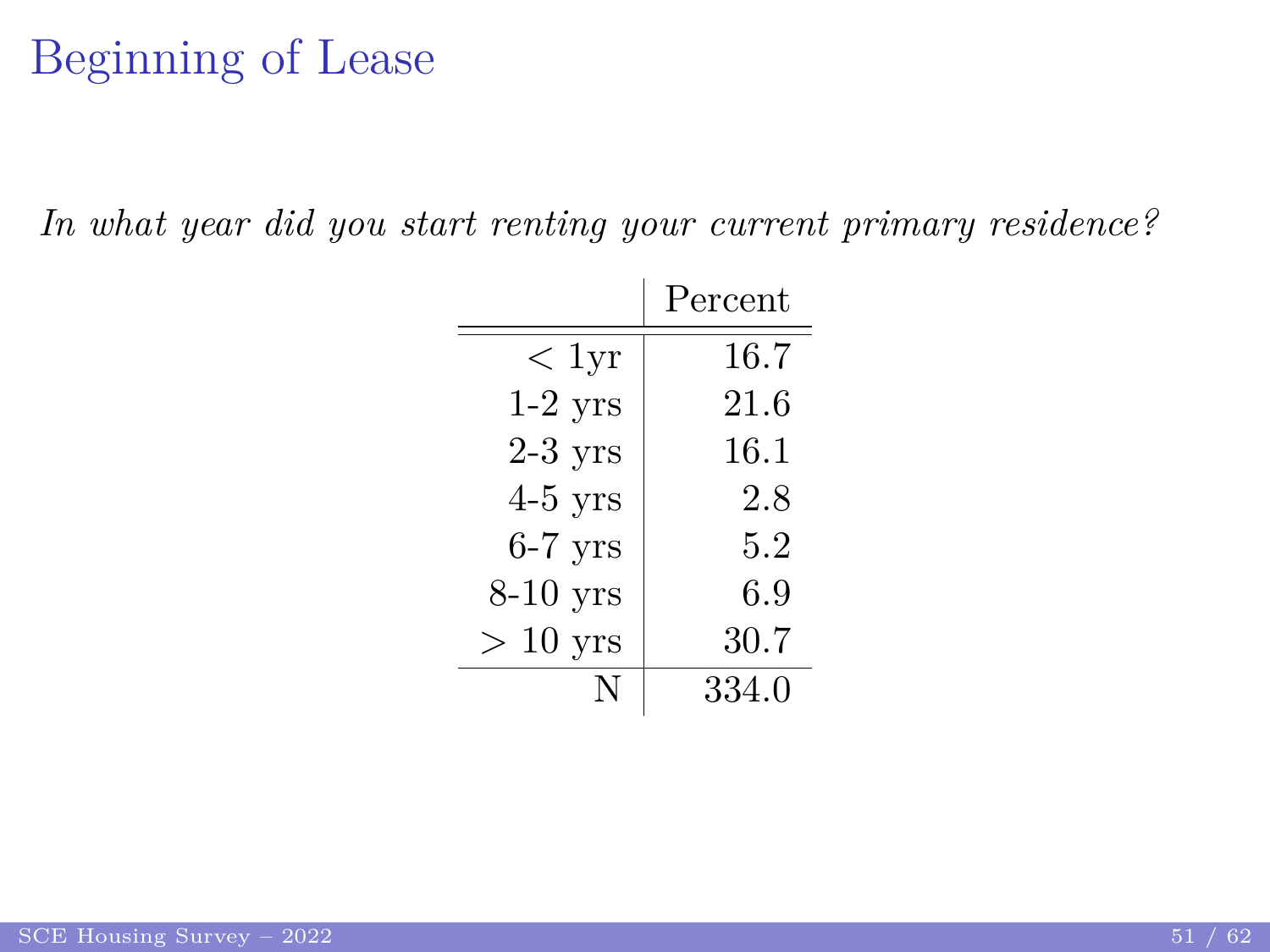# Beginning of Lease

*In what year did you start renting your current primary residence?*

| | Percent |
|---|---|
| $<$ 1yr | 16.7 |
| 1-2 yrs | 21.6 |
| 2-3 yrs | 16.1 |
| 4-5 yrs | 2.8 |
| 6-7 yrs | 5.2 |
| 8-10 yrs | 6.9 |
| $>$ 10 yrs | 30.7 |
| N | 334.0 |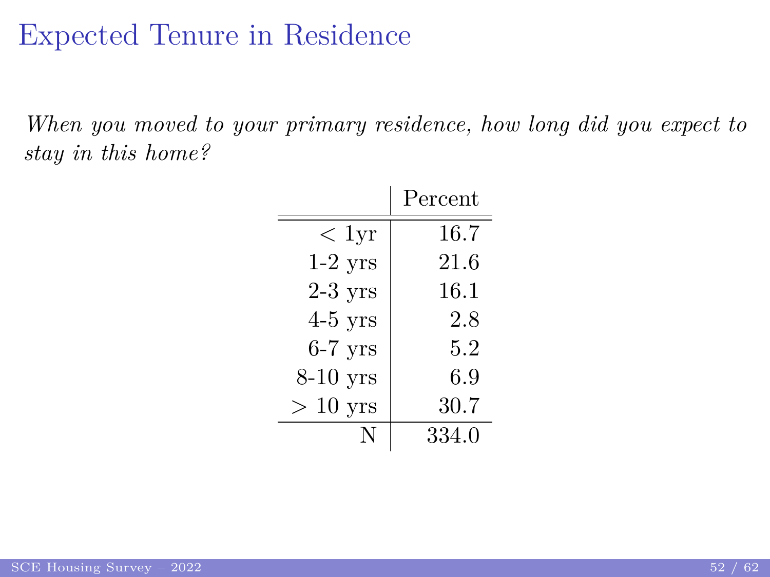# Expected Tenure in Residence

*When you moved to your primary residence, how long did you expect to stay in this home?*

| | Percent |
|---|---|
| $<$ 1yr | 16.7 |
| 1-2 yrs | 21.6 |
| 2-3 yrs | 16.1 |
| 4-5 yrs | 2.8 |
| 6-7 yrs | 5.2 |
| 8-10 yrs | 6.9 |
| $>$ 10 yrs | 30.7 |
| N | 334.0 |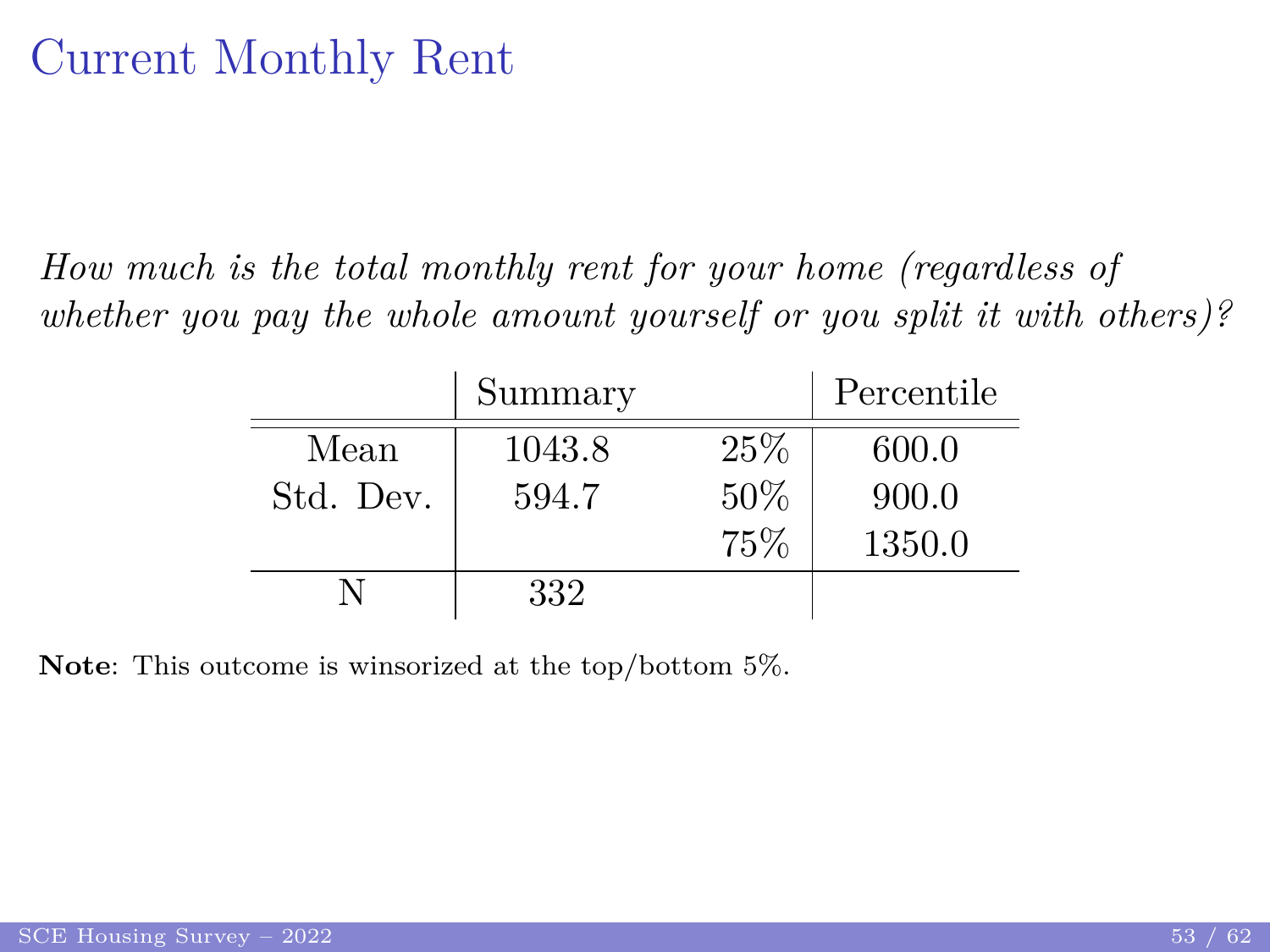# Current Monthly Rent

*How much is the total monthly rent for your home (regardless of whether you pay the whole amount yourself or you split it with others)?*

| | Summary | | Percentile |
|---|---|---|---|
| Mean | 1043.8 | 25% | 600.0 |
| Std. Dev. | 594.7 | 50% | 900.0 |
| | | 75% | 1350.0 |
| N | 332 | | |

**Note**: This outcome is winsorized at the top/bottom 5%.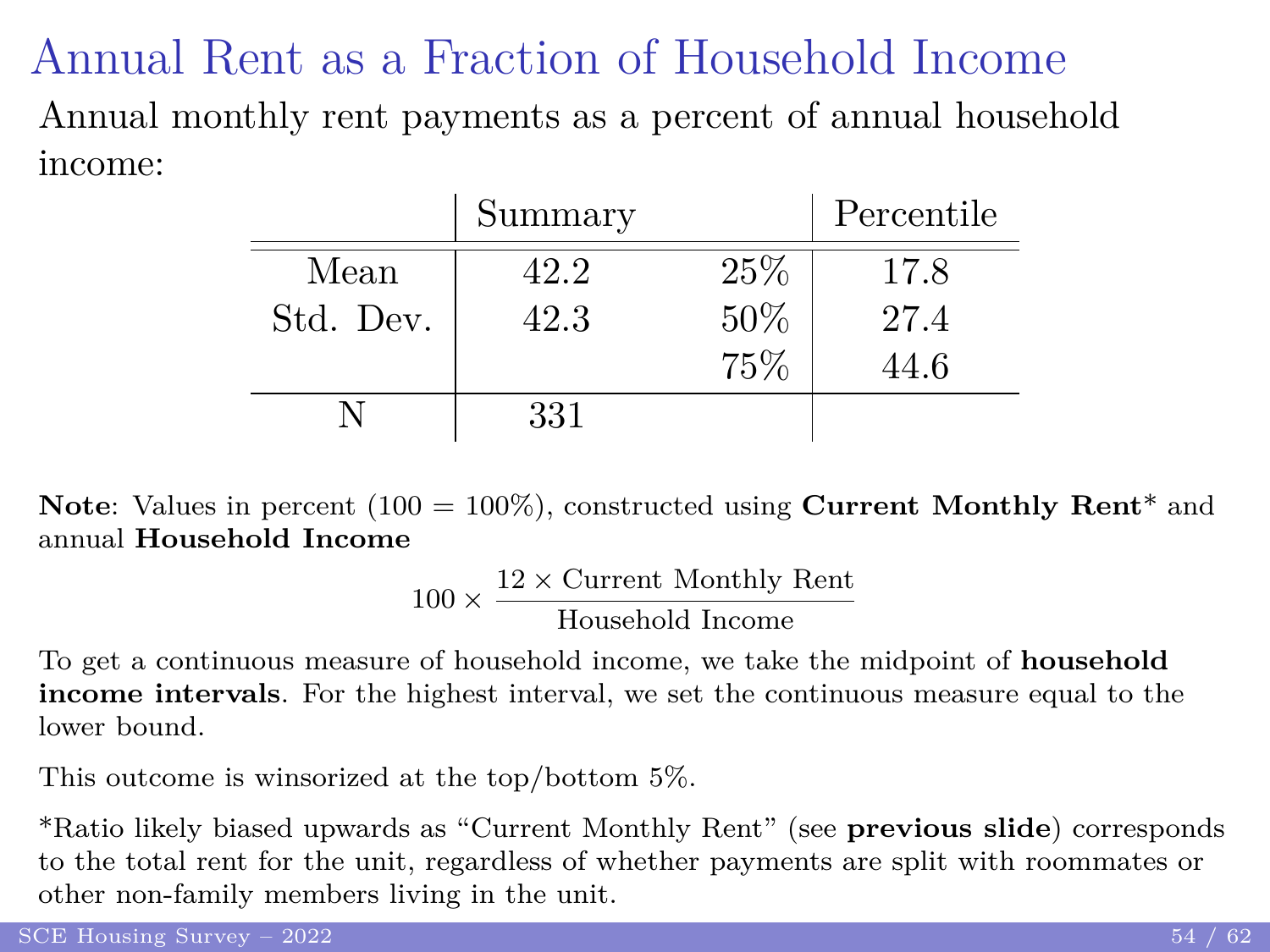# Annual Rent as a Fraction of Household Income

Annual monthly rent payments as a percent of annual household income:

| | Summary | | Percentile |
|---|---|---|---|
| Mean | 42.2 | 25% | 17.8 |
| Std. Dev. | 42.3 | 50% | 27.4 |
| | | 75% | 44.6 |
| N | 331 | | |

**Note**: Values in percent (100 = 100%), constructed using **Current Monthly Rent*** and annual **Household Income**

$$100 \times \frac{12 \times \text{Current Monthly Rent}}{\text{Household Income}}$$

To get a continuous measure of household income, we take the midpoint of **household income intervals**. For the highest interval, we set the continuous measure equal to the lower bound.

This outcome is winsorized at the top/bottom 5%.

*Ratio likely biased upwards as "Current Monthly Rent" (see **previous slide**) corresponds to the total rent for the unit, regardless of whether payments are split with roommates or other non-family members living in the unit.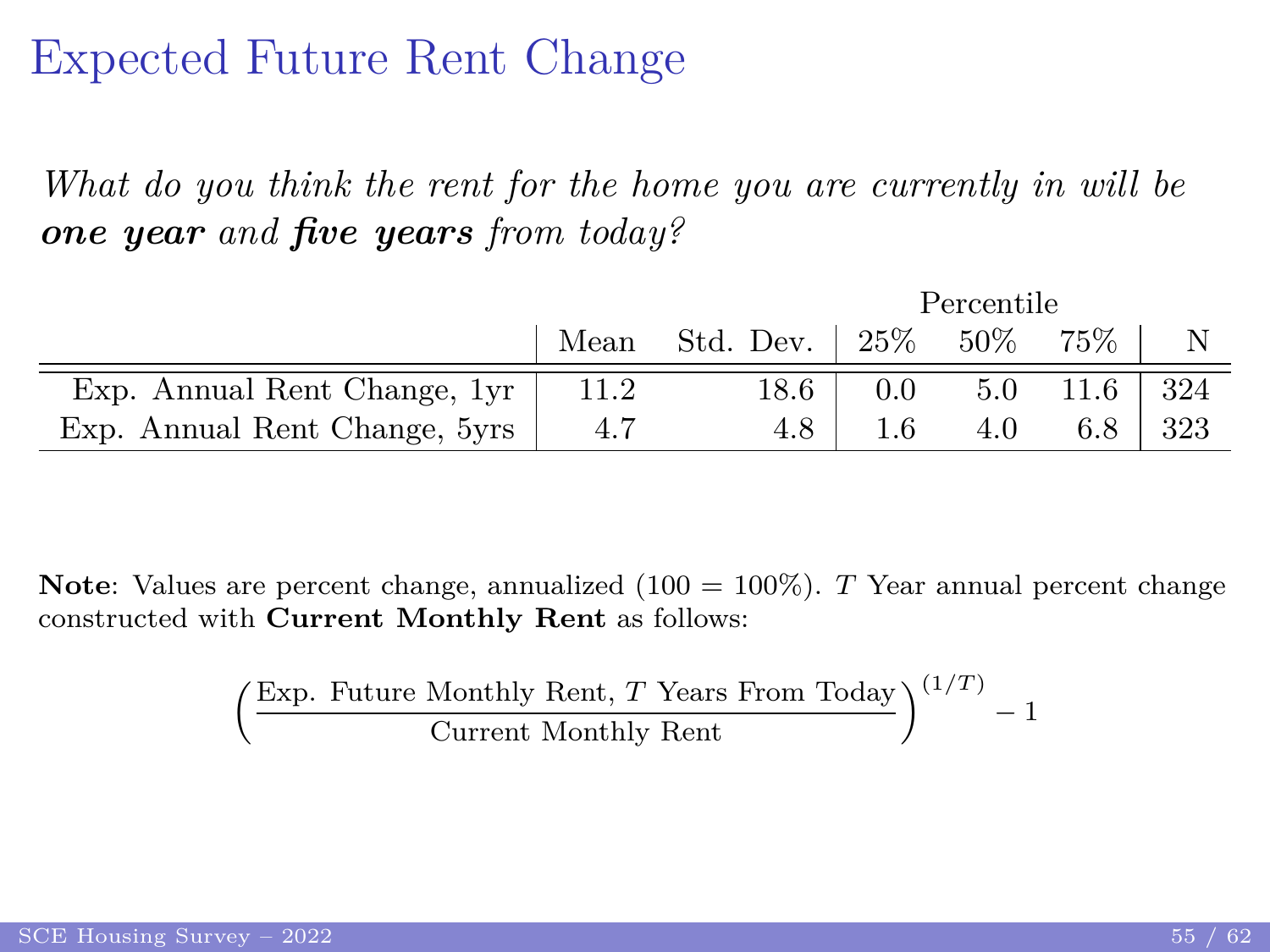# Expected Future Rent Change

*What do you think the rent for the home you are currently in will be* ***one year*** *and* ***five years*** *from today?*

| | Mean | Std. Dev. | Percentile 25% | 50% | 75% | N |
|---|---|---|---|---|---|---|
| Exp. Annual Rent Change, 1yr | 11.2 | 18.6 | 0.0 | 5.0 | 11.6 | 324 |
| Exp. Annual Rent Change, 5yrs | 4.7 | 4.8 | 1.6 | 4.0 | 6.8 | 323 |

**Note**: Values are percent change, annualized (100 = 100%). $T$ Year annual percent change constructed with **Current Monthly Rent** as follows:

$$\left(\frac{\text{Exp. Future Monthly Rent, } T \text{ Years From Today}}{\text{Current Monthly Rent}}\right)^{(1/T)} - 1$$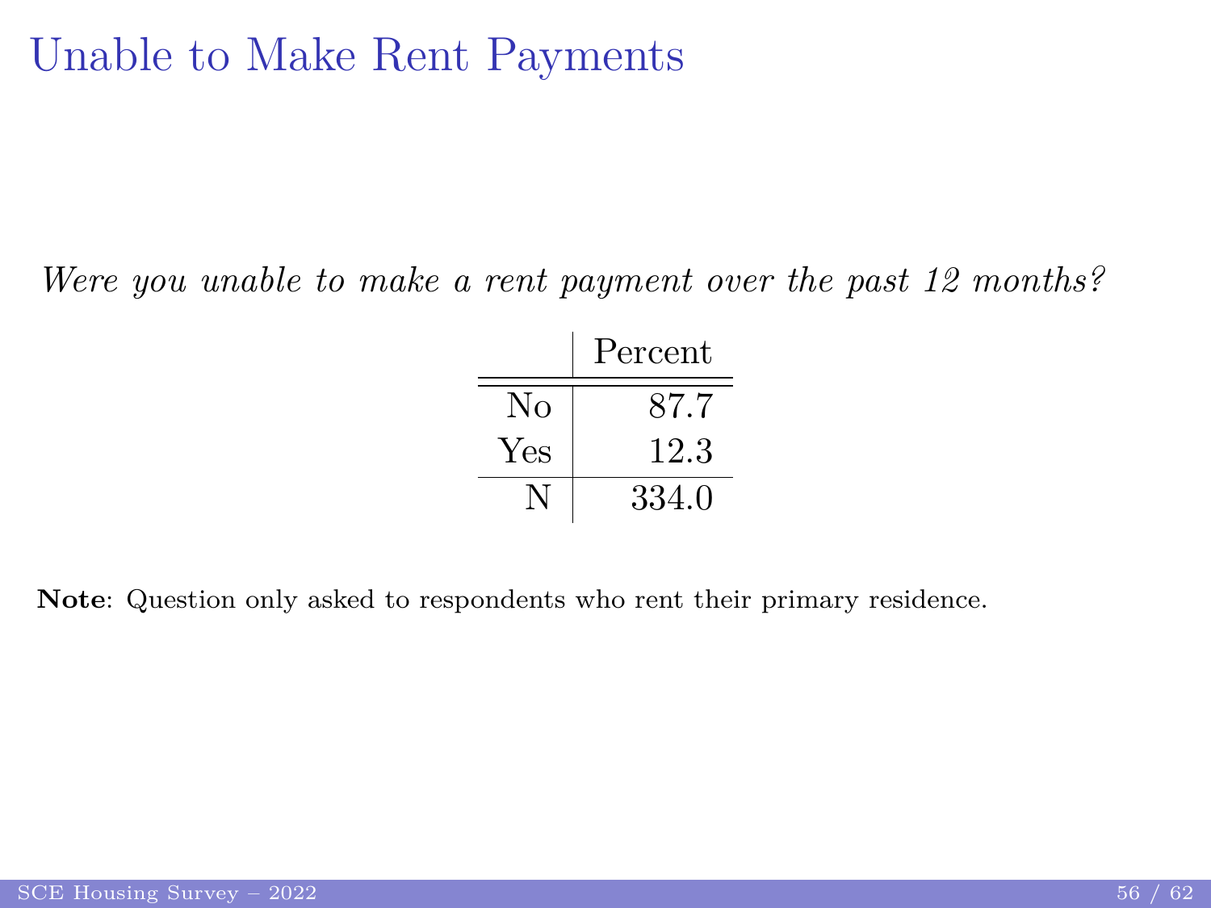# Unable to Make Rent Payments

*Were you unable to make a rent payment over the past 12 months?*

| | Percent |
|---|---|
| No | 87.7 |
| Yes | 12.3 |
| N | 334.0 |

**Note**: Question only asked to respondents who rent their primary residence.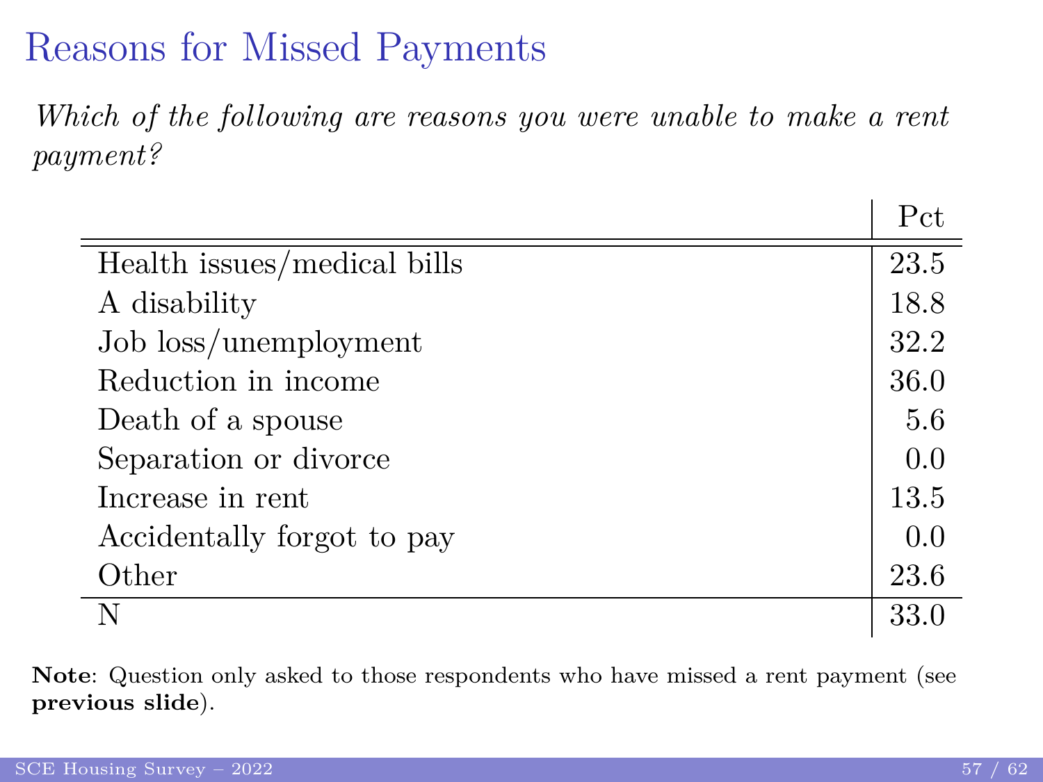# Reasons for Missed Payments

*Which of the following are reasons you were unable to make a rent payment?*

| | Pct |
|---|---|
| Health issues/medical bills | 23.5 |
| A disability | 18.8 |
| Job loss/unemployment | 32.2 |
| Reduction in income | 36.0 |
| Death of a spouse | 5.6 |
| Separation or divorce | 0.0 |
| Increase in rent | 13.5 |
| Accidentally forgot to pay | 0.0 |
| Other | 23.6 |
| N | 33.0 |

**Note**: Question only asked to those respondents who have missed a rent payment (see **previous slide**).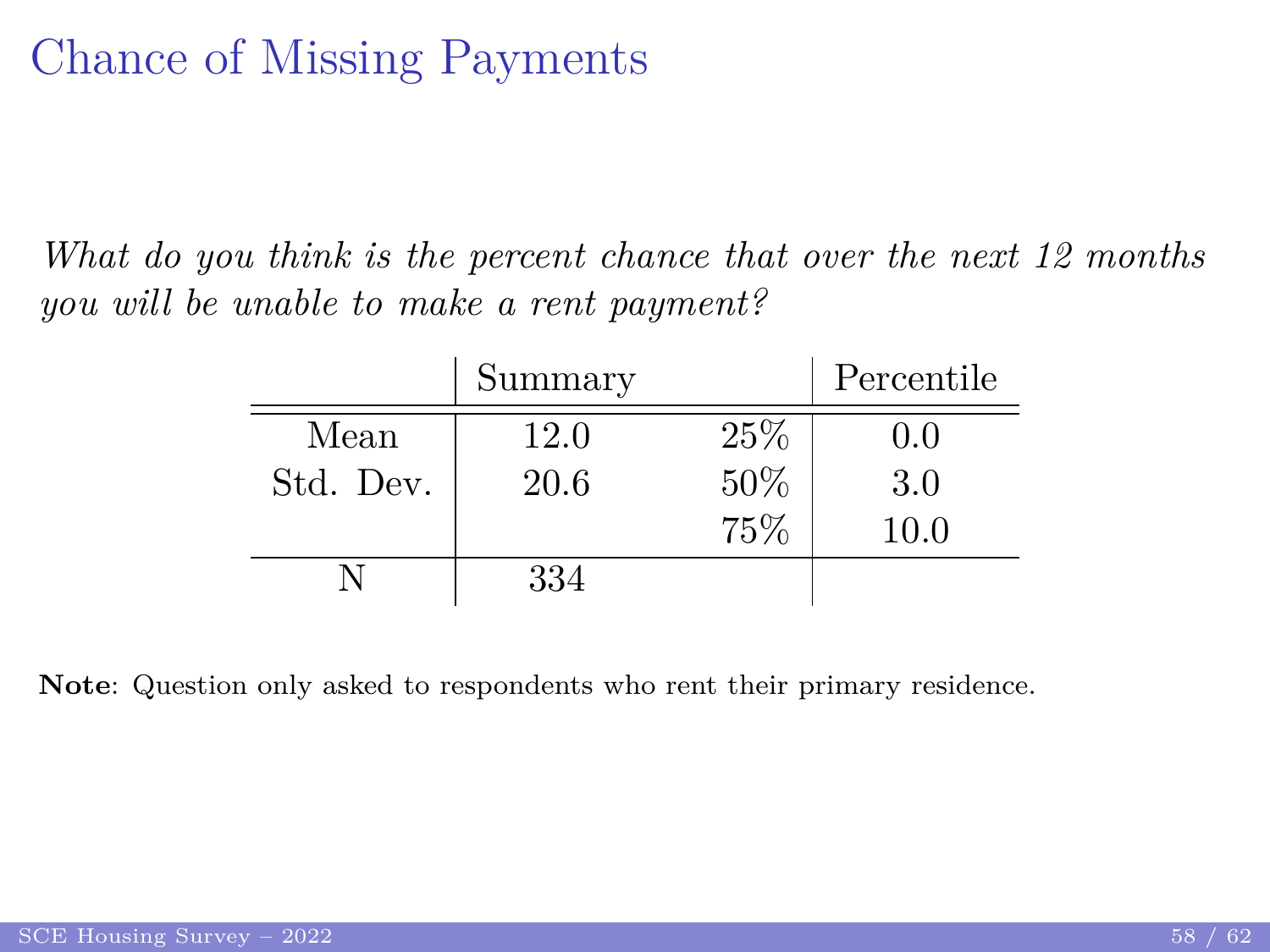# Chance of Missing Payments

*What do you think is the percent chance that over the next 12 months you will be unable to make a rent payment?*

| | Summary | | Percentile |
|---|---|---|---|
| Mean | 12.0 | 25% | 0.0 |
| Std. Dev. | 20.6 | 50% | 3.0 |
| | | 75% | 10.0 |
| N | 334 | | |

**Note**: Question only asked to respondents who rent their primary residence.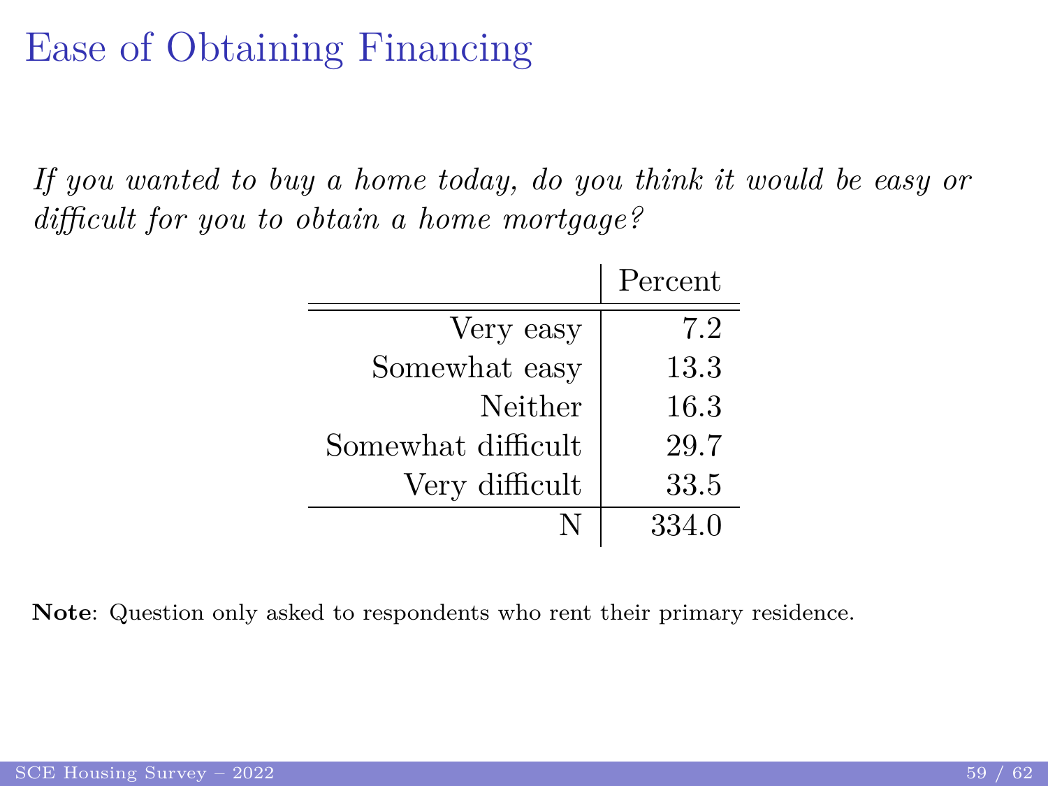# Ease of Obtaining Financing

*If you wanted to buy a home today, do you think it would be easy or difficult for you to obtain a home mortgage?*

| | Percent |
|---|---|
| Very easy | 7.2 |
| Somewhat easy | 13.3 |
| Neither | 16.3 |
| Somewhat difficult | 29.7 |
| Very difficult | 33.5 |
| N | 334.0 |

**Note**: Question only asked to respondents who rent their primary residence.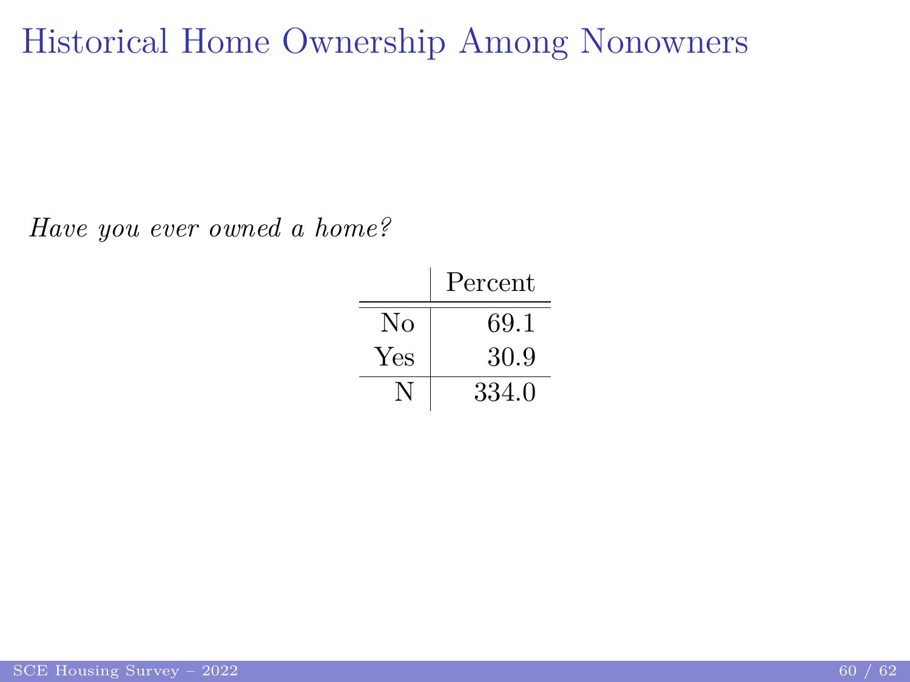# Historical Home Ownership Among Nonowners

*Have you ever owned a home?*

| | Percent |
|---|---|
| No | 69.1 |
| Yes | 30.9 |
| N | 334.0 |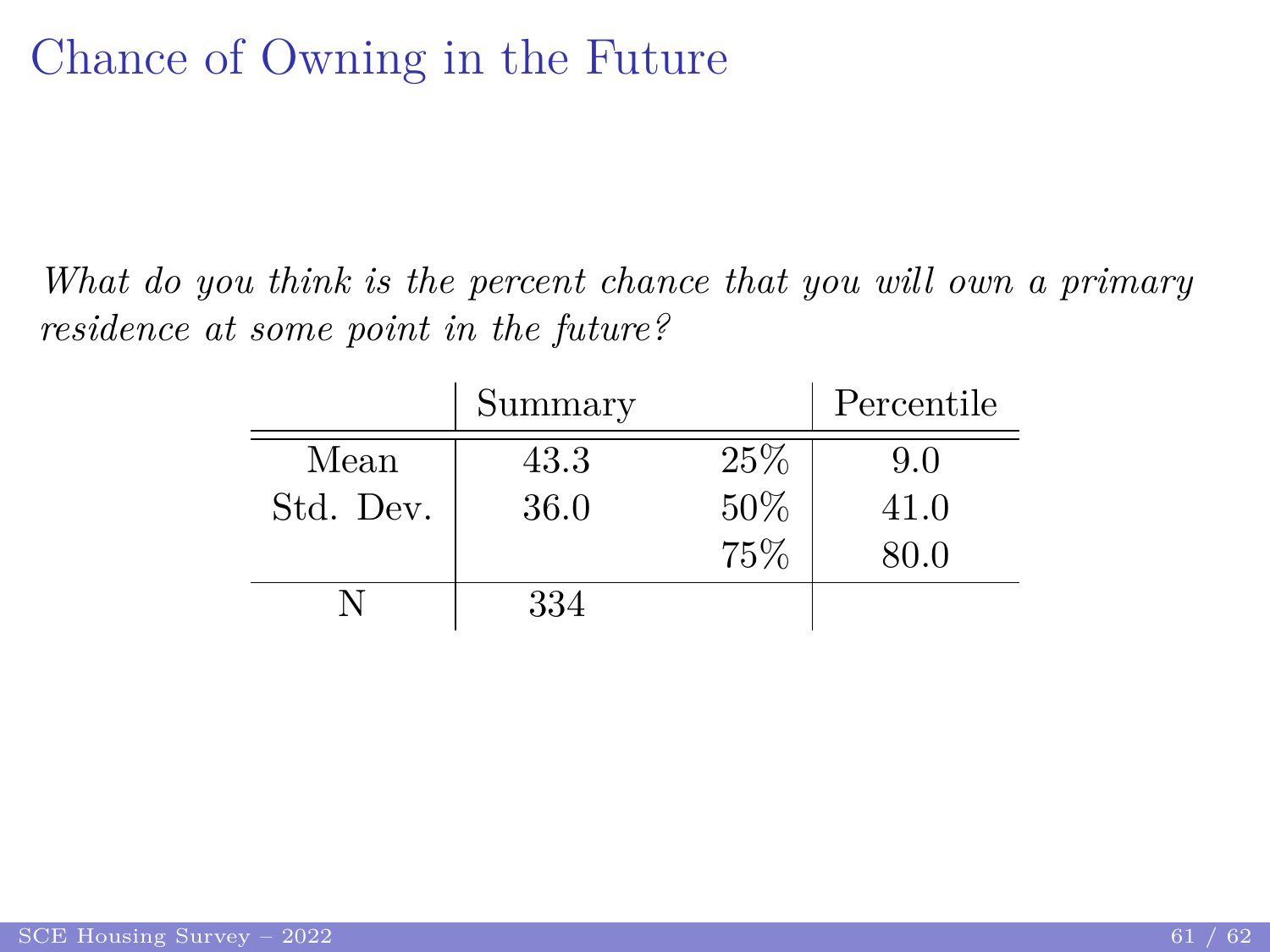# Chance of Owning in the Future

*What do you think is the percent chance that you will own a primary residence at some point in the future?*

| | Summary | | Percentile |
|---|---|---|---|
| Mean | 43.3 | 25% | 9.0 |
| Std. Dev. | 36.0 | 50% | 41.0 |
| | | 75% | 80.0 |
| N | 334 | | |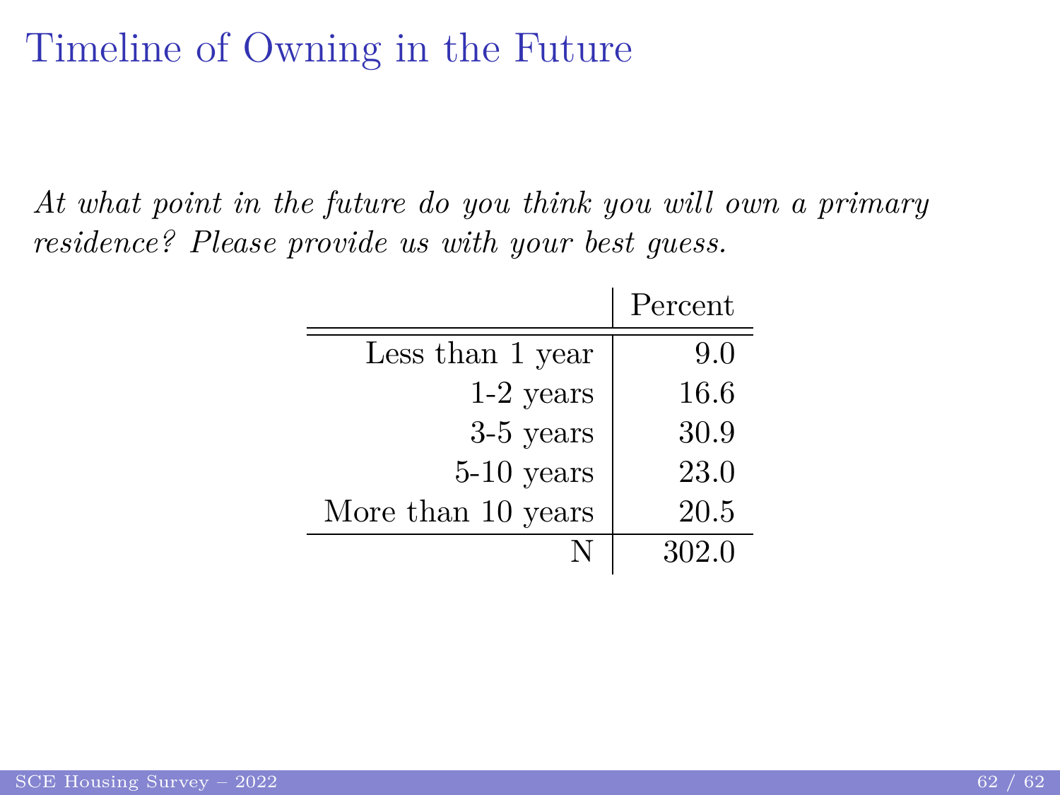# Timeline of Owning in the Future

*At what point in the future do you think you will own a primary residence? Please provide us with your best guess.*

| | Percent |
|---:|---:|
| Less than 1 year | 9.0 |
| 1-2 years | 16.6 |
| 3-5 years | 30.9 |
| 5-10 years | 23.0 |
| More than 10 years | 20.5 |
| N | 302.0 |